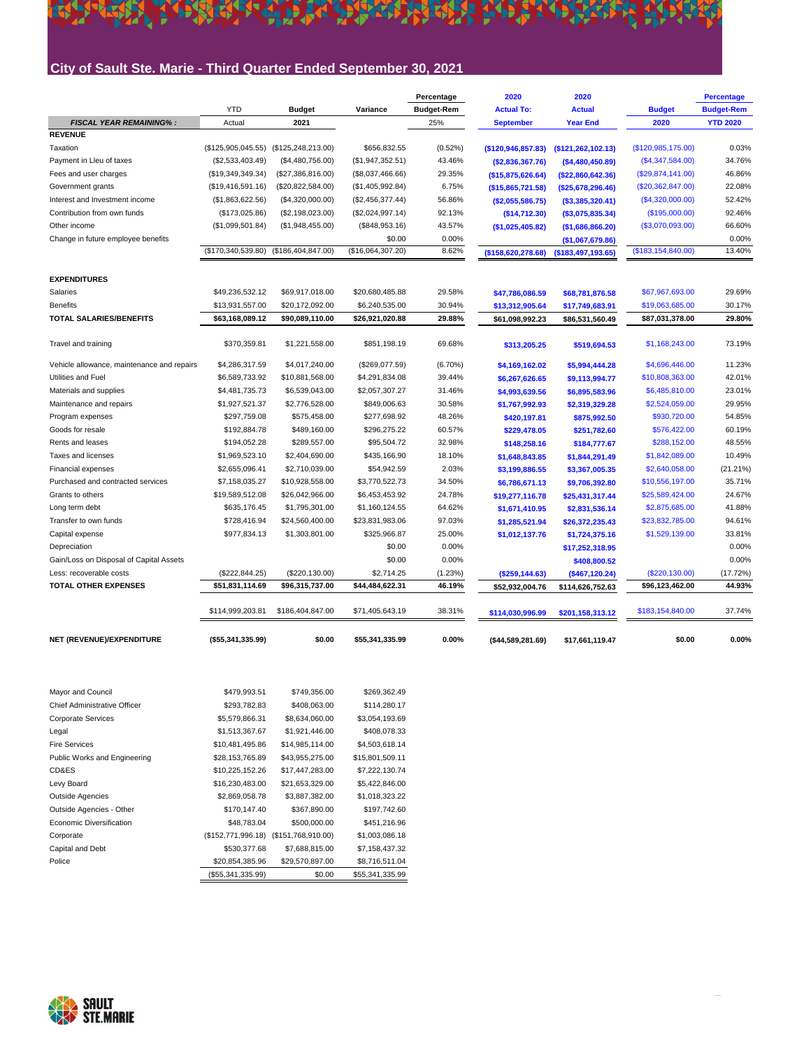# City of Sault Ste. Marie - Third Quarter Ended September 30, 2021

| | YTD | Budget | Variance | Percentage Budget-Rem | 2020 Actual To: | 2020 Actual | Budget | Percentage Budget-Rem |
|---|---|---|---|---|---|---|---|---|
| ***FISCAL YEAR REMAINING% :*** | Actual | **2021** | | 25% | **September** | **Year End** | **2020** | **YTD 2020** |
| **REVENUE** | | | | | | | | |
| Taxation | ($125,905,045.55) | ($125,248,213.00) | $656,832.55 | (0.52%) | ($120,946,857.83) | ($121,262,102.13) | ($120,985,175.00) | 0.03% |
| Payment in Lieu of taxes | ($2,533,403.49) | ($4,480,756.00) | ($1,947,352.51) | 43.46% | ($2,836,367.76) | ($4,480,450.89) | ($4,347,584.00) | 34.76% |
| Fees and user charges | ($19,349,349.34) | ($27,386,816.00) | ($8,037,466.66) | 29.35% | ($15,875,626.64) | ($22,860,642.36) | ($29,874,141.00) | 46.86% |
| Government grants | ($19,416,591.16) | ($20,822,584.00) | ($1,405,992.84) | 6.75% | ($15,865,721.58) | ($25,678,296.46) | ($20,362,847.00) | 22.08% |
| Interest and Investment income | ($1,863,622.56) | ($4,320,000.00) | ($2,456,377.44) | 56.86% | ($2,055,586.75) | ($3,385,320.41) | ($4,320,000.00) | 52.42% |
| Contribution from own funds | ($173,025.86) | ($2,198,023.00) | ($2,024,997.14) | 92.13% | ($14,712.30) | ($3,075,835.34) | ($195,000.00) | 92.46% |
| Other income | ($1,099,501.84) | ($1,948,455.00) | ($848,953.16) | 43.57% | ($1,025,405.82) | ($1,686,866.20) | ($3,070,093.00) | 66.60% |
| Change in future employee benefits | | | $0.00 | 0.00% | | ($1,067,679.86) | | 0.00% |
| | ($170,340,539.80) | ($186,404,847.00) | ($16,064,307.20) | 8.62% | ($158,620,278.68) | ($183,497,193.65) | ($183,154,840.00) | 13.40% |
| **EXPENDITURES** | | | | | | | | |
| Salaries | $49,236,532.12 | $69,917,018.00 | $20,680,485.88 | 29.58% | $47,786,086.59 | $68,781,876.58 | $67,967,693.00 | 29.69% |
| Benefits | $13,931,557.00 | $20,172,092.00 | $6,240,535.00 | 30.94% | $13,312,905.64 | $17,749,683.91 | $19,063,685.00 | 30.17% |
| **TOTAL SALARIES/BENEFITS** | **$63,168,089.12** | **$90,089,110.00** | **$26,921,020.88** | **29.88%** | **$61,098,992.23** | **$86,531,560.49** | **$87,031,378.00** | **29.80%** |
| Travel and training | $370,359.81 | $1,221,558.00 | $851,198.19 | 69.68% | $313,205.25 | $519,694.53 | $1,168,243.00 | 73.19% |
| Vehicle allowance, maintenance and repairs | $4,286,317.59 | $4,017,240.00 | ($269,077.59) | (6.70%) | $4,169,162.02 | $5,994,444.28 | $4,696,446.00 | 11.23% |
| Utilities and Fuel | $6,589,733.92 | $10,881,568.00 | $4,291,834.08 | 39.44% | $6,267,626.65 | $9,113,994.77 | $10,808,363.00 | 42.01% |
| Materials and supplies | $4,481,735.73 | $6,539,043.00 | $2,057,307.27 | 31.46% | $4,993,639.56 | $6,895,583.96 | $6,485,810.00 | 23.01% |
| Maintenance and repairs | $1,927,521.37 | $2,776,528.00 | $849,006.63 | 30.58% | $1,767,992.93 | $2,319,329.28 | $2,524,059.00 | 29.95% |
| Program expenses | $297,759.08 | $575,458.00 | $277,698.92 | 48.26% | $420,197.81 | $875,992.50 | $930,720.00 | 54.85% |
| Goods for resale | $192,884.78 | $489,160.00 | $296,275.22 | 60.57% | $229,478.05 | $251,782.60 | $576,422.00 | 60.19% |
| Rents and leases | $194,052.28 | $289,557.00 | $95,504.72 | 32.98% | $148,258.16 | $184,777.67 | $288,152.00 | 48.55% |
| Taxes and licenses | $1,969,523.10 | $2,404,690.00 | $435,166.90 | 18.10% | $1,648,843.85 | $1,844,291.49 | $1,842,089.00 | 10.49% |
| Financial expenses | $2,655,096.41 | $2,710,039.00 | $54,942.59 | 2.03% | $3,199,886.55 | $3,367,005.35 | $2,640,058.00 | (21.21%) |
| Purchased and contracted services | $7,158,035.27 | $10,928,558.00 | $3,770,522.73 | 34.50% | $6,786,671.13 | $9,706,392.80 | $10,556,197.00 | 35.71% |
| Grants to others | $19,589,512.08 | $26,042,966.00 | $6,453,453.92 | 24.78% | $19,277,116.78 | $25,431,317.44 | $25,589,424.00 | 24.67% |
| Long term debt | $635,176.45 | $1,795,301.00 | $1,160,124.55 | 64.62% | $1,671,410.95 | $2,831,536.14 | $2,875,685.00 | 41.88% |
| Transfer to own funds | $728,416.94 | $24,560,400.00 | $23,831,983.06 | 97.03% | $1,285,521.94 | $26,372,235.43 | $23,832,785.00 | 94.61% |
| Capital expense | $977,834.13 | $1,303,801.00 | $325,966.87 | 25.00% | $1,012,137.76 | $1,724,375.16 | $1,529,139.00 | 33.81% |
| Depreciation | | | $0.00 | 0.00% | | $17,252,318.95 | | 0.00% |
| Gain/Loss on Disposal of Capital Assets | | | $0.00 | 0.00% | | $408,800.52 | | 0.00% |
| Less: recoverable costs | ($222,844.25) | ($220,130.00) | $2,714.25 | (1.23%) | ($259,144.63) | ($467,120.24) | ($220,130.00) | (17.72%) |
| **TOTAL OTHER EXPENSES** | **$51,831,114.69** | **$96,315,737.00** | **$44,484,622.31** | **46.19%** | **$52,932,004.76** | **$114,626,752.63** | **$96,123,462.00** | **44.93%** |
| | $114,999,203.81 | $186,404,847.00 | $71,405,643.19 | 38.31% | $114,030,996.99 | $201,158,313.12 | $183,154,840.00 | 37.74% |
| **NET (REVENUE)/EXPENDITURE** | **($55,341,335.99)** | **$0.00** | **$55,341,335.99** | **0.00%** | **($44,589,281.69)** | **$17,661,119.47** | **$0.00** | **0.00%** |

| | | | |
|---|---|---|---|
| Mayor and Council | $479,993.51 | $749,356.00 | $269,362.49 |
| Chief Administrative Officer | $293,782.83 | $408,063.00 | $114,280.17 |
| Corporate Services | $5,579,866.31 | $8,634,060.00 | $3,054,193.69 |
| Legal | $1,513,367.67 | $1,921,446.00 | $408,078.33 |
| Fire Services | $10,481,495.86 | $14,985,114.00 | $4,503,618.14 |
| Public Works and Engineering | $28,153,765.89 | $43,955,275.00 | $15,801,509.11 |
| CD&ES | $10,225,152.26 | $17,447,283.00 | $7,222,130.74 |
| Levy Board | $16,230,483.00 | $21,653,329.00 | $5,422,846.00 |
| Outside Agencies | $2,869,058.78 | $3,887,382.00 | $1,018,323.22 |
| Outside Agencies - Other | $170,147.40 | $367,890.00 | $197,742.60 |
| Economic Diversification | $48,783.04 | $500,000.00 | $451,216.96 |
| Corporate | ($152,771,996.18) | ($151,768,910.00) | $1,003,086.18 |
| Capital and Debt | $530,377.68 | $7,688,815.00 | $7,158,437.32 |
| Police | $20,854,385.96 | $29,570,897.00 | $8,716,511.04 |
| | ($55,341,335.99) | $0.00 | $55,341,335.99 |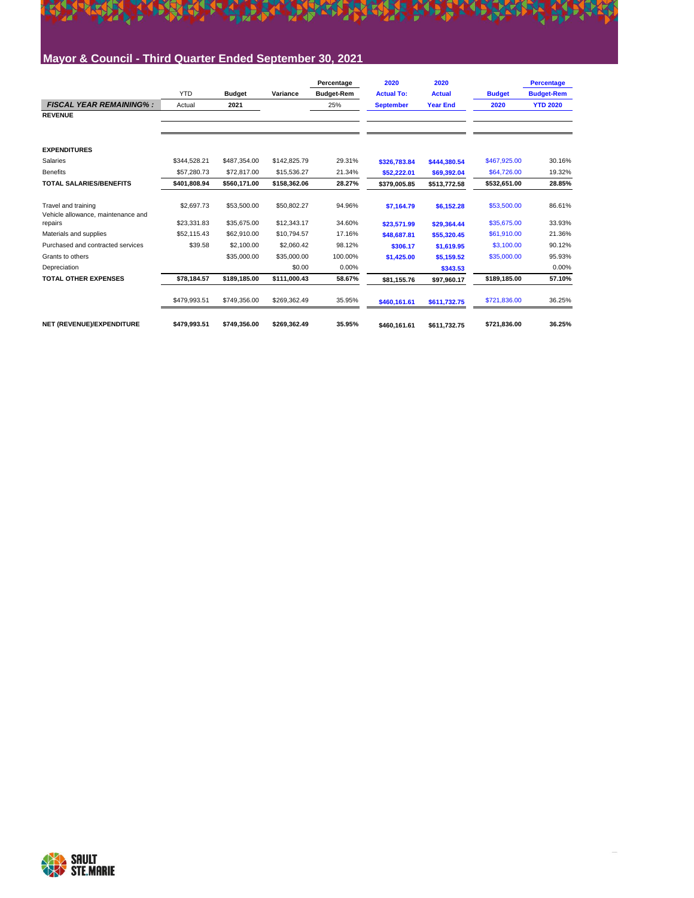## Mayor & Council - Third Quarter Ended September 30, 2021

| | YTD | Budget | Variance | Percentage Budget-Rem | 2020 Actual To: | 2020 Actual | Budget | Percentage Budget-Rem |
|---|---|---|---|---|---|---|---|---|
| ***FISCAL YEAR REMAINING% :*** | Actual | **2021** | | 25% | **September** | **Year End** | **2020** | **YTD 2020** |
| **REVENUE** | | | | | | | | |
| | | | | | | | | |
| **EXPENDITURES** | | | | | | | | |
| Salaries | $344,528.21 | $487,354.00 | $142,825.79 | 29.31% | $326,783.84 | $444,380.54 | $467,925.00 | 30.16% |
| Benefits | $57,280.73 | $72,817.00 | $15,536.27 | 21.34% | $52,222.01 | $69,392.04 | $64,726.00 | 19.32% |
| **TOTAL SALARIES/BENEFITS** | **$401,808.94** | **$560,171.00** | **$158,362.06** | **28.27%** | **$379,005.85** | **$513,772.58** | **$532,651.00** | **28.85%** |
| | | | | | | | | |
| Travel and training | $2,697.73 | $53,500.00 | $50,802.27 | 94.96% | $7,164.79 | $6,152.28 | $53,500.00 | 86.61% |
| Vehicle allowance, maintenance and repairs | $23,331.83 | $35,675.00 | $12,343.17 | 34.60% | $23,571.99 | $29,364.44 | $35,675.00 | 33.93% |
| Materials and supplies | $52,115.43 | $62,910.00 | $10,794.57 | 17.16% | $48,687.81 | $55,320.45 | $61,910.00 | 21.36% |
| Purchased and contracted services | $39.58 | $2,100.00 | $2,060.42 | 98.12% | $306.17 | $1,619.95 | $3,100.00 | 90.12% |
| Grants to others | | $35,000.00 | $35,000.00 | 100.00% | $1,425.00 | $5,159.52 | $35,000.00 | 95.93% |
| Depreciation | | | $0.00 | 0.00% | | $343.53 | | 0.00% |
| **TOTAL OTHER EXPENSES** | **$78,184.57** | **$189,185.00** | **$111,000.43** | **58.67%** | **$81,155.76** | **$97,960.17** | **$189,185.00** | **57.10%** |
| | | | | | | | | |
| | $479,993.51 | $749,356.00 | $269,362.49 | 35.95% | $460,161.61 | $611,732.75 | $721,836.00 | 36.25% |
| | | | | | | | | |
| **NET (REVENUE)/EXPENDITURE** | **$479,993.51** | **$749,356.00** | **$269,362.49** | **35.95%** | **$460,161.61** | **$611,732.75** | **$721,836.00** | **36.25%** |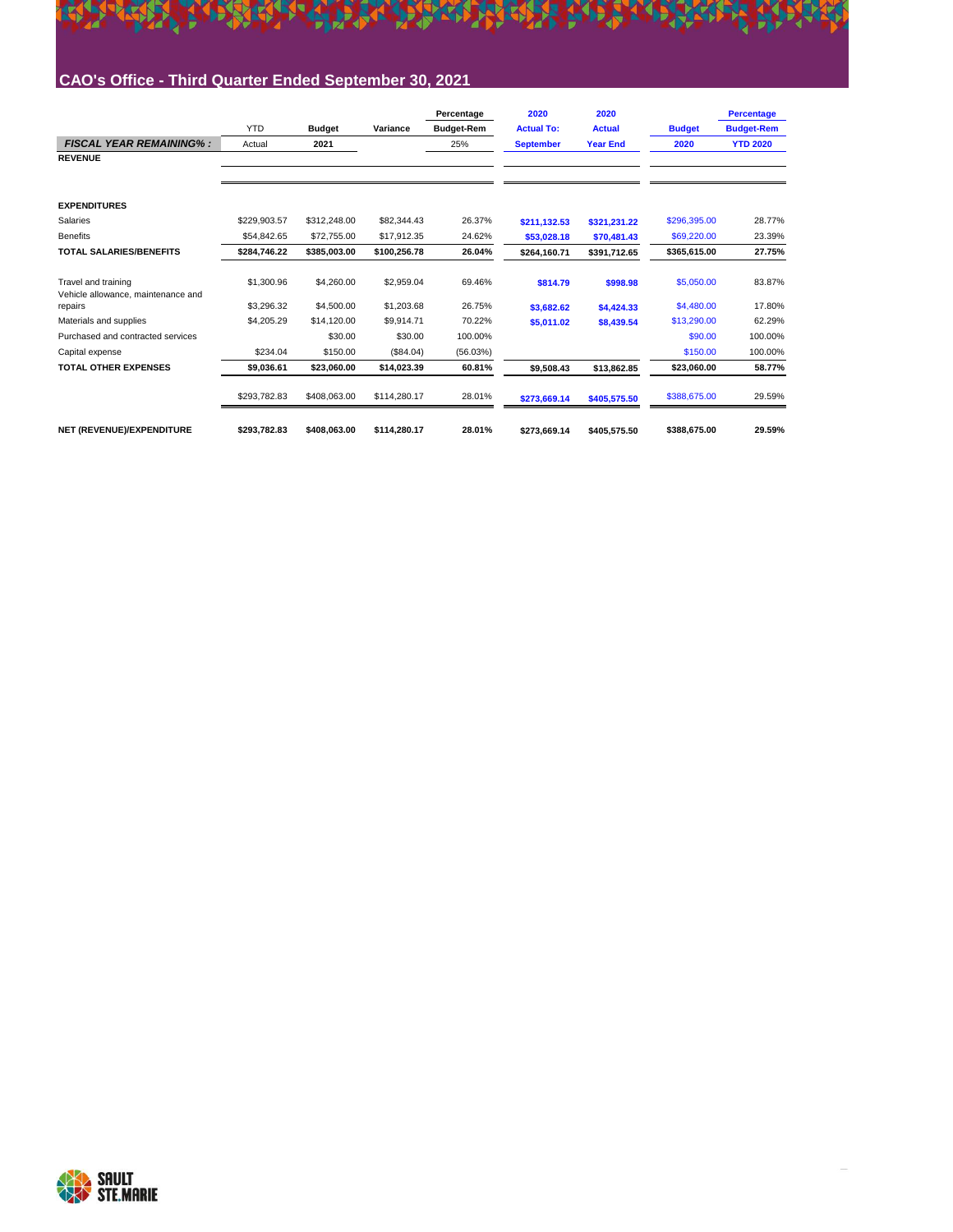# CAO's Office - Third Quarter Ended September 30, 2021

| FISCAL YEAR REMAINING% : | YTD Actual | Budget 2021 | Variance | Percentage Budget-Rem 25% | 2020 Actual To: September | 2020 Actual Year End | Budget 2020 | Percentage Budget-Rem YTD 2020 |
|---|---|---|---|---|---|---|---|---|
| **REVENUE** | | | | | | | | |
| **EXPENDITURES** | | | | | | | | |
| Salaries | $229,903.57 | $312,248.00 | $82,344.43 | 26.37% | $211,132.53 | $321,231.22 | $296,395.00 | 28.77% |
| Benefits | $54,842.65 | $72,755.00 | $17,912.35 | 24.62% | $53,028.18 | $70,481.43 | $69,220.00 | 23.39% |
| **TOTAL SALARIES/BENEFITS** | **$284,746.22** | **$385,003.00** | **$100,256.78** | **26.04%** | **$264,160.71** | **$391,712.65** | **$365,615.00** | **27.75%** |
| Travel and training | $1,300.96 | $4,260.00 | $2,959.04 | 69.46% | $814.79 | $998.98 | $5,050.00 | 83.87% |
| Vehicle allowance, maintenance and repairs | $3,296.32 | $4,500.00 | $1,203.68 | 26.75% | $3,682.62 | $4,424.33 | $4,480.00 | 17.80% |
| Materials and supplies | $4,205.29 | $14,120.00 | $9,914.71 | 70.22% | $5,011.02 | $8,439.54 | $13,290.00 | 62.29% |
| Purchased and contracted services | | $30.00 | $30.00 | 100.00% | | | $90.00 | 100.00% |
| Capital expense | $234.04 | $150.00 | ($84.04) | (56.03%) | | | $150.00 | 100.00% |
| **TOTAL OTHER EXPENSES** | **$9,036.61** | **$23,060.00** | **$14,023.39** | **60.81%** | **$9,508.43** | **$13,862.85** | **$23,060.00** | **58.77%** |
| | $293,782.83 | $408,063.00 | $114,280.17 | 28.01% | $273,669.14 | $405,575.50 | $388,675.00 | 29.59% |
| **NET (REVENUE)/EXPENDITURE** | **$293,782.83** | **$408,063.00** | **$114,280.17** | **28.01%** | **$273,669.14** | **$405,575.50** | **$388,675.00** | **29.59%** |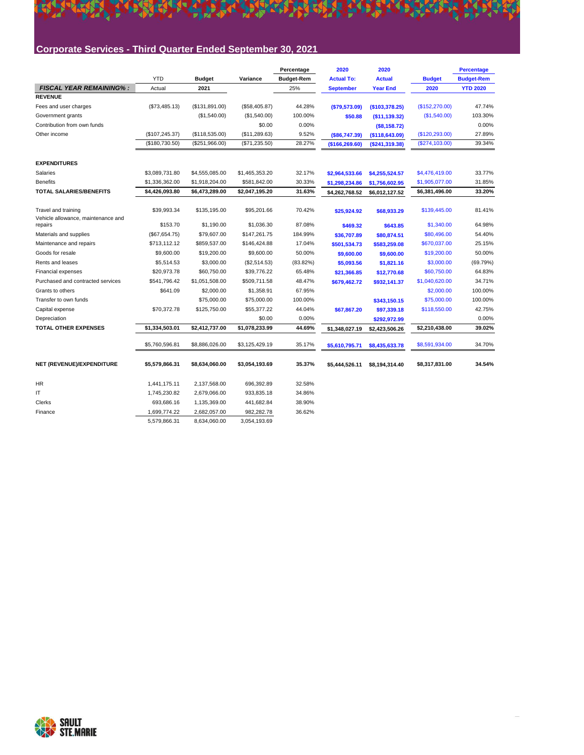## Corporate Services - Third Quarter Ended September 30, 2021

| | YTD Actual | Budget 2021 | Variance | Percentage Budget-Rem | 2020 Actual To: September | 2020 Actual Year End | Budget 2020 | Percentage Budget-Rem YTD 2020 |
|---|---|---|---|---|---|---|---|---|
| ***FISCAL YEAR REMAINING%:*** | | | | 25% | | | | |
| **REVENUE** | | | | | | | | |
| Fees and user charges | ($73,485.13) | ($131,891.00) | ($58,405.87) | 44.28% | ($79,573.09) | ($103,378.25) | ($152,270.00) | 47.74% |
| Government grants | | ($1,540.00) | ($1,540.00) | 100.00% | $50.88 | ($11,139.32) | ($1,540.00) | 103.30% |
| Contribution from own funds | | | $0.00 | 0.00% | | ($8,158.72) | | 0.00% |
| Other income | ($107,245.37) | ($118,535.00) | ($11,289.63) | 9.52% | ($86,747.39) | ($118,643.09) | ($120,293.00) | 27.89% |
| | ($180,730.50) | ($251,966.00) | ($71,235.50) | 28.27% | ($166,269.60) | ($241,319.38) | ($274,103.00) | 39.34% |
| **EXPENDITURES** | | | | | | | | |
| Salaries | $3,089,731.80 | $4,555,085.00 | $1,465,353.20 | 32.17% | $2,964,533.66 | $4,255,524.57 | $4,476,419.00 | 33.77% |
| Benefits | $1,336,362.00 | $1,918,204.00 | $581,842.00 | 30.33% | $1,298,234.86 | $1,756,602.95 | $1,905,077.00 | 31.85% |
| **TOTAL SALARIES/BENEFITS** | **$4,426,093.80** | **$6,473,289.00** | **$2,047,195.20** | **31.63%** | $4,262,768.52 | $6,012,127.52 | **$6,381,496.00** | **33.20%** |
| Travel and training | $39,993.34 | $135,195.00 | $95,201.66 | 70.42% | $25,924.92 | $68,933.29 | $139,445.00 | 81.41% |
| Vehicle allowance, maintenance and repairs | $153.70 | $1,190.00 | $1,036.30 | 87.08% | $469.32 | $643.85 | $1,340.00 | 64.98% |
| Materials and supplies | ($67,654.75) | $79,607.00 | $147,261.75 | 184.99% | $36,707.89 | $80,874.51 | $80,496.00 | 54.40% |
| Maintenance and repairs | $713,112.12 | $859,537.00 | $146,424.88 | 17.04% | $501,534.73 | $583,259.08 | $670,037.00 | 25.15% |
| Goods for resale | $9,600.00 | $19,200.00 | $9,600.00 | 50.00% | $9,600.00 | $9,600.00 | $19,200.00 | 50.00% |
| Rents and leases | $5,514.53 | $3,000.00 | ($2,514.53) | (83.82%) | $5,093.56 | $1,821.16 | $3,000.00 | (69.79%) |
| Financial expenses | $20,973.78 | $60,750.00 | $39,776.22 | 65.48% | $21,366.85 | $12,770.68 | $60,750.00 | 64.83% |
| Purchased and contracted services | $541,796.42 | $1,051,508.00 | $509,711.58 | 48.47% | $679,462.72 | $932,141.37 | $1,040,620.00 | 34.71% |
| Grants to others | $641.09 | $2,000.00 | $1,358.91 | 67.95% | | | $2,000.00 | 100.00% |
| Transfer to own funds | | $75,000.00 | $75,000.00 | 100.00% | | $343,150.15 | $75,000.00 | 100.00% |
| Capital expense | $70,372.78 | $125,750.00 | $55,377.22 | 44.04% | $67,867.20 | $97,339.18 | $118,550.00 | 42.75% |
| Depreciation | | | $0.00 | 0.00% | | $292,972.99 | | 0.00% |
| **TOTAL OTHER EXPENSES** | **$1,334,503.01** | **$2,412,737.00** | **$1,078,233.99** | **44.69%** | $1,348,027.19 | $2,423,506.26 | **$2,210,438.00** | **39.02%** |
| | $5,760,596.81 | $8,886,026.00 | $3,125,429.19 | 35.17% | $5,610,795.71 | $8,435,633.78 | $8,591,934.00 | 34.70% |
| **NET (REVENUE)/EXPENDITURE** | **$5,579,866.31** | **$8,634,060.00** | **$3,054,193.69** | **35.37%** | $5,444,526.11 | $8,194,314.40 | **$8,317,831.00** | **34.54%** |

| | YTD Actual | Budget 2021 | Variance | Percentage Budget-Rem |
|---|---|---|---|---|
| HR | 1,441,175.11 | 2,137,568.00 | 696,392.89 | 32.58% |
| IT | 1,745,230.82 | 2,679,066.00 | 933,835.18 | 34.86% |
| Clerks | 693,686.16 | 1,135,369.00 | 441,682.84 | 38.90% |
| Finance | 1,699,774.22 | 2,682,057.00 | 982,282.78 | 36.62% |
| | 5,579,866.31 | 8,634,060.00 | 3,054,193.69 | |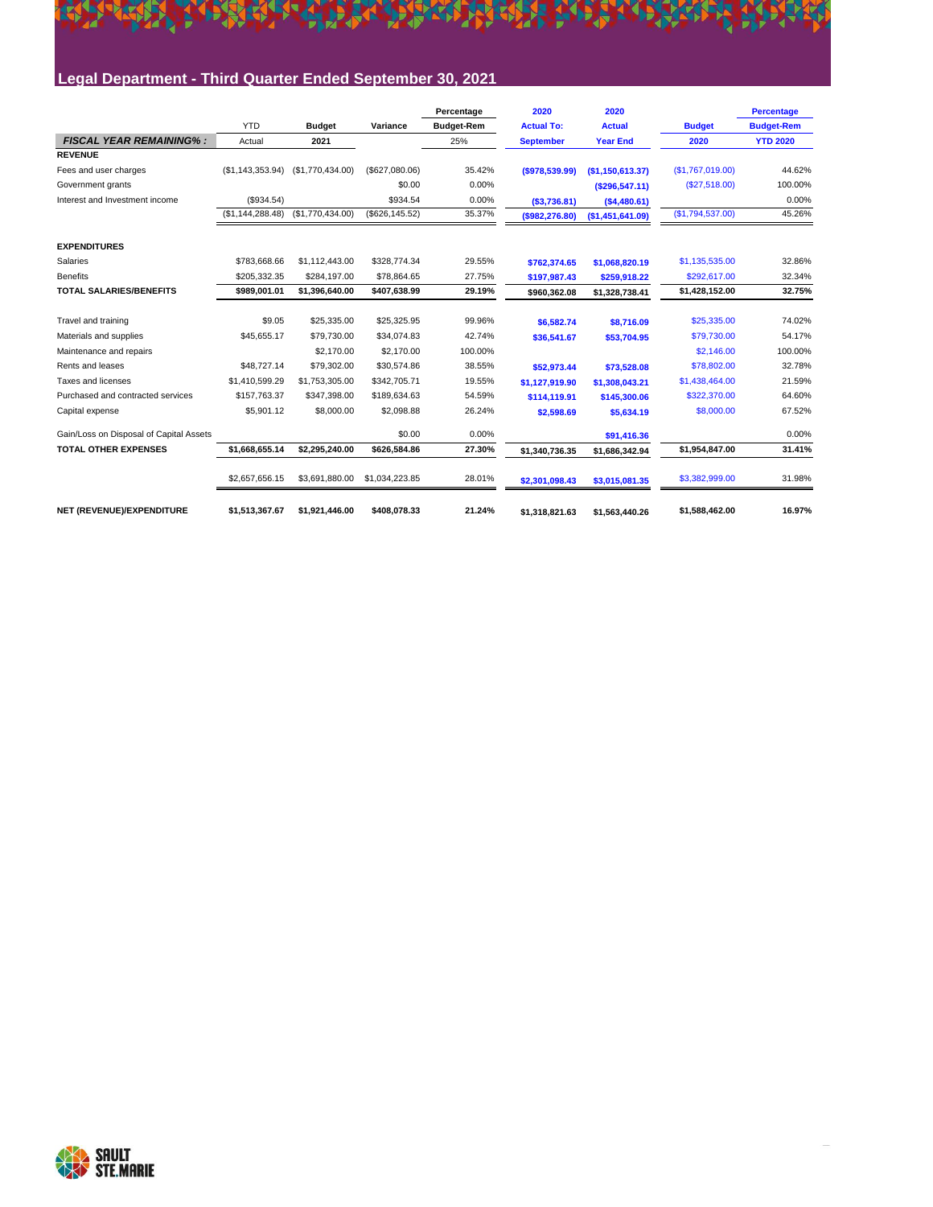## Legal Department - Third Quarter Ended September 30, 2021

| | YTD Actual | Budget 2021 | Variance | Percentage Budget-Rem 25% | 2020 Actual To: September | 2020 Actual Year End | Budget 2020 | Percentage Budget-Rem YTD 2020 |
|---|---|---|---|---|---|---|---|---|
| ***FISCAL YEAR REMAINING% :*** | | | | | | | | |
| **REVENUE** | | | | | | | | |
| Fees and user charges | ($1,143,353.94) | ($1,770,434.00) | ($627,080.06) | 35.42% | **($978,539.99)** | **($1,150,613.37)** | ($1,767,019.00) | 44.62% |
| Government grants | | | $0.00 | 0.00% | | **($296,547.11)** | ($27,518.00) | 100.00% |
| Interest and Investment income | ($934.54) | | $934.54 | 0.00% | **($3,736.81)** | **($4,480.61)** | | 0.00% |
| | ($1,144,288.48) | ($1,770,434.00) | ($626,145.52) | 35.37% | **($982,276.80)** | **($1,451,641.09)** | ($1,794,537.00) | 45.26% |
| **EXPENDITURES** | | | | | | | | |
| Salaries | $783,668.66 | $1,112,443.00 | $328,774.34 | 29.55% | **$762,374.65** | **$1,068,820.19** | $1,135,535.00 | 32.86% |
| Benefits | $205,332.35 | $284,197.00 | $78,864.65 | 27.75% | **$197,987.43** | **$259,918.22** | $292,617.00 | 32.34% |
| **TOTAL SALARIES/BENEFITS** | **$989,001.01** | **$1,396,640.00** | **$407,638.99** | **29.19%** | **$960,362.08** | **$1,328,738.41** | **$1,428,152.00** | **32.75%** |
| Travel and training | $9.05 | $25,335.00 | $25,325.95 | 99.96% | **$6,582.74** | **$8,716.09** | $25,335.00 | 74.02% |
| Materials and supplies | $45,655.17 | $79,730.00 | $34,074.83 | 42.74% | **$36,541.67** | **$53,704.95** | $79,730.00 | 54.17% |
| Maintenance and repairs | | $2,170.00 | $2,170.00 | 100.00% | | | $2,146.00 | 100.00% |
| Rents and leases | $48,727.14 | $79,302.00 | $30,574.86 | 38.55% | **$52,973.44** | **$73,528.08** | $78,802.00 | 32.78% |
| Taxes and licenses | $1,410,599.29 | $1,753,305.00 | $342,705.71 | 19.55% | **$1,127,919.90** | **$1,308,043.21** | $1,438,464.00 | 21.59% |
| Purchased and contracted services | $157,763.37 | $347,398.00 | $189,634.63 | 54.59% | **$114,119.91** | **$145,300.06** | $322,370.00 | 64.60% |
| Capital expense | $5,901.12 | $8,000.00 | $2,098.88 | 26.24% | **$2,598.69** | **$5,634.19** | $8,000.00 | 67.52% |
| Gain/Loss on Disposal of Capital Assets | | | $0.00 | 0.00% | | **$91,416.36** | | 0.00% |
| **TOTAL OTHER EXPENSES** | **$1,668,655.14** | **$2,295,240.00** | **$626,584.86** | **27.30%** | **$1,340,736.35** | **$1,686,342.94** | **$1,954,847.00** | **31.41%** |
| | $2,657,656.15 | $3,691,880.00 | $1,034,223.85 | 28.01% | **$2,301,098.43** | **$3,015,081.35** | $3,382,999.00 | 31.98% |
| **NET (REVENUE)/EXPENDITURE** | **$1,513,367.67** | **$1,921,446.00** | **$408,078.33** | **21.24%** | **$1,318,821.63** | **$1,563,440.26** | **$1,588,462.00** | **16.97%** |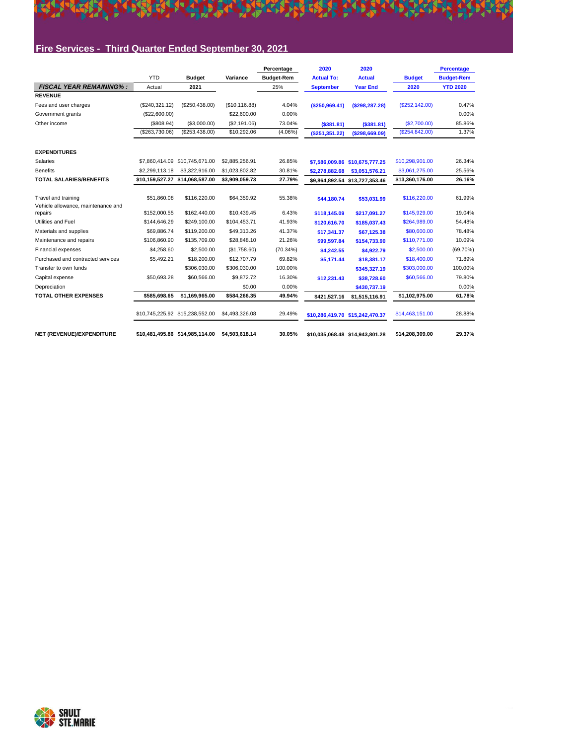## Fire Services - Third Quarter Ended September 30, 2021

| | YTD Actual | Budget 2021 | Variance | Percentage Budget-Rem | 2020 Actual To: September | 2020 Actual Year End | Budget 2020 | Percentage Budget-Rem YTD 2020 |
|---|---|---|---|---|---|---|---|---|
| ***FISCAL YEAR REMAINING% :*** | | | | 25% | | | | |
| **REVENUE** | | | | | | | | |
| Fees and user charges | ($240,321.12) | ($250,438.00) | ($10,116.88) | 4.04% | **($250,969.41)** | **($298,287.28)** | ($252,142.00) | 0.47% |
| Government grants | ($22,600.00) | | $22,600.00 | 0.00% | | | | 0.00% |
| Other income | ($808.94) | ($3,000.00) | ($2,191.06) | 73.04% | **($381.81)** | **($381.81)** | ($2,700.00) | 85.86% |
| | ($263,730.06) | ($253,438.00) | $10,292.06 | (4.06%) | **($251,351.22)** | **($298,669.09)** | ($254,842.00) | 1.37% |
| **EXPENDITURES** | | | | | | | | |
| Salaries | $7,860,414.09 | $10,745,671.00 | $2,885,256.91 | 26.85% | **$7,586,009.86** | **$10,675,777.25** | $10,298,901.00 | 26.34% |
| Benefits | $2,299,113.18 | $3,322,916.00 | $1,023,802.82 | 30.81% | **$2,278,882.68** | **$3,051,576.21** | $3,061,275.00 | 25.56% |
| **TOTAL SALARIES/BENEFITS** | **$10,159,527.27** | **$14,068,587.00** | **$3,909,059.73** | **27.79%** | **$9,864,892.54** | **$13,727,353.46** | **$13,360,176.00** | **26.16%** |
| Travel and training | $51,860.08 | $116,220.00 | $64,359.92 | 55.38% | **$44,180.74** | **$53,031.99** | $116,220.00 | 61.99% |
| Vehicle allowance, maintenance and repairs | $152,000.55 | $162,440.00 | $10,439.45 | 6.43% | **$118,145.09** | **$217,091.27** | $145,929.00 | 19.04% |
| Utilities and Fuel | $144,646.29 | $249,100.00 | $104,453.71 | 41.93% | **$120,616.70** | **$185,037.43** | $264,989.00 | 54.48% |
| Materials and supplies | $69,886.74 | $119,200.00 | $49,313.26 | 41.37% | **$17,341.37** | **$67,125.38** | $80,600.00 | 78.48% |
| Maintenance and repairs | $106,860.90 | $135,709.00 | $28,848.10 | 21.26% | **$99,597.84** | **$154,733.90** | $110,771.00 | 10.09% |
| Financial expenses | $4,258.60 | $2,500.00 | ($1,758.60) | (70.34%) | **$4,242.55** | **$4,922.79** | $2,500.00 | (69.70%) |
| Purchased and contracted services | $5,492.21 | $18,200.00 | $12,707.79 | 69.82% | **$5,171.44** | **$18,381.17** | $18,400.00 | 71.89% |
| Transfer to own funds | | $306,030.00 | $306,030.00 | 100.00% | | **$345,327.19** | $303,000.00 | 100.00% |
| Capital expense | $50,693.28 | $60,566.00 | $9,872.72 | 16.30% | **$12,231.43** | **$38,728.60** | $60,566.00 | 79.80% |
| Depreciation | | | $0.00 | 0.00% | | **$430,737.19** | | 0.00% |
| **TOTAL OTHER EXPENSES** | **$585,698.65** | **$1,169,965.00** | **$584,266.35** | **49.94%** | **$421,527.16** | **$1,515,116.91** | **$1,102,975.00** | **61.78%** |
| | $10,745,225.92 | $15,238,552.00 | $4,493,326.08 | 29.49% | **$10,286,419.70** | **$15,242,470.37** | $14,463,151.00 | 28.88% |
| **NET (REVENUE)/EXPENDITURE** | **$10,481,495.86** | **$14,985,114.00** | **$4,503,618.14** | **30.05%** | **$10,035,068.48** | **$14,943,801.28** | **$14,208,309.00** | **29.37%** |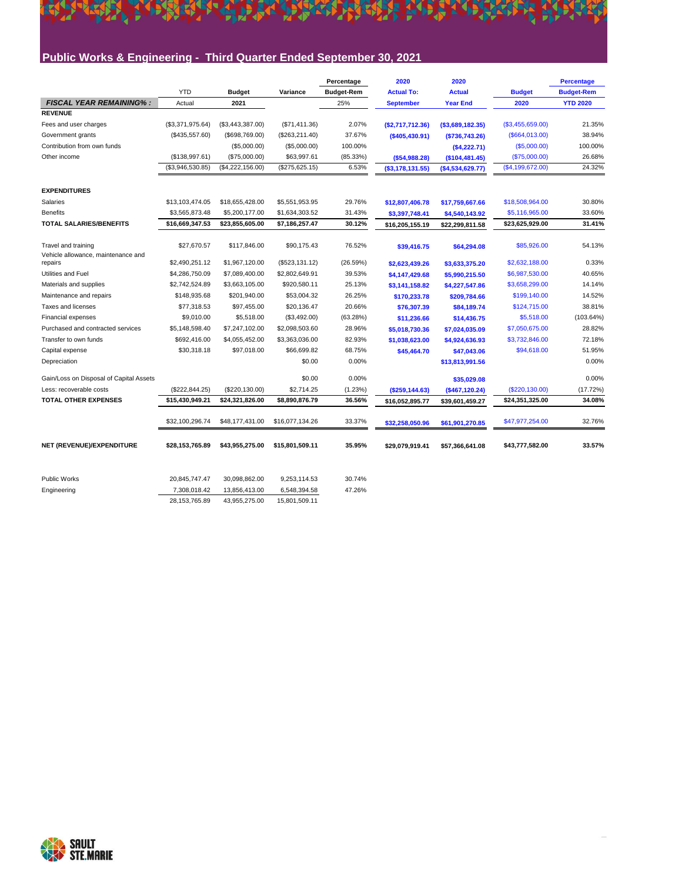## Public Works & Engineering - Third Quarter Ended September 30, 2021

| | YTD | Budget | Variance | Percentage Budget-Rem | 2020 Actual To: | 2020 Actual | Budget | Percentage Budget-Rem |
|---|---|---|---|---|---|---|---|---|
| ***FISCAL YEAR REMAINING% :*** | Actual | 2021 | | 25% | September | Year End | 2020 | YTD 2020 |
| **REVENUE** | | | | | | | | |
| Fees and user charges | ($3,371,975.64) | ($3,443,387.00) | ($71,411.36) | 2.07% | ($2,717,712.36) | ($3,689,182.35) | ($3,455,659.00) | 21.35% |
| Government grants | ($435,557.60) | ($698,769.00) | ($263,211.40) | 37.67% | ($405,430.91) | ($736,743.26) | ($664,013.00) | 38.94% |
| Contribution from own funds | | ($5,000.00) | ($5,000.00) | 100.00% | | ($4,222.71) | ($5,000.00) | 100.00% |
| Other income | ($138,997.61) | ($75,000.00) | $63,997.61 | (85.33%) | ($54,988.28) | ($104,481.45) | ($75,000.00) | 26.68% |
| | ($3,946,530.85) | ($4,222,156.00) | ($275,625.15) | 6.53% | ($3,178,131.55) | ($4,534,629.77) | ($4,199,672.00) | 24.32% |
| **EXPENDITURES** | | | | | | | | |
| Salaries | $13,103,474.05 | $18,655,428.00 | $5,551,953.95 | 29.76% | $12,807,406.78 | $17,759,667.66 | $18,508,964.00 | 30.80% |
| Benefits | $3,565,873.48 | $5,200,177.00 | $1,634,303.52 | 31.43% | $3,397,748.41 | $4,540,143.92 | $5,116,965.00 | 33.60% |
| **TOTAL SALARIES/BENEFITS** | **$16,669,347.53** | **$23,855,605.00** | **$7,186,257.47** | **30.12%** | **$16,205,155.19** | **$22,299,811.58** | **$23,625,929.00** | **31.41%** |
| Travel and training | $27,670.57 | $117,846.00 | $90,175.43 | 76.52% | $39,416.75 | $64,294.08 | $85,926.00 | 54.13% |
| Vehicle allowance, maintenance and repairs | $2,490,251.12 | $1,967,120.00 | ($523,131.12) | (26.59%) | $2,623,439.26 | $3,633,375.20 | $2,632,188.00 | 0.33% |
| Utilities and Fuel | $4,286,750.09 | $7,089,400.00 | $2,802,649.91 | 39.53% | $4,147,429.68 | $5,990,215.50 | $6,987,530.00 | 40.65% |
| Materials and supplies | $2,742,524.89 | $3,663,105.00 | $920,580.11 | 25.13% | $3,141,158.82 | $4,227,547.86 | $3,658,299.00 | 14.14% |
| Maintenance and repairs | $148,935.68 | $201,940.00 | $53,004.32 | 26.25% | $170,233.78 | $209,784.66 | $199,140.00 | 14.52% |
| Taxes and licenses | $77,318.53 | $97,455.00 | $20,136.47 | 20.66% | $76,307.39 | $84,189.74 | $124,715.00 | 38.81% |
| Financial expenses | $9,010.00 | $5,518.00 | ($3,492.00) | (63.28%) | $11,236.66 | $14,436.75 | $5,518.00 | (103.64%) |
| Purchased and contracted services | $5,148,598.40 | $7,247,102.00 | $2,098,503.60 | 28.96% | $5,018,730.36 | $7,024,035.09 | $7,050,675.00 | 28.82% |
| Transfer to own funds | $692,416.00 | $4,055,452.00 | $3,363,036.00 | 82.93% | $1,038,623.00 | $4,924,636.93 | $3,732,846.00 | 72.18% |
| Capital expense | $30,318.18 | $97,018.00 | $66,699.82 | 68.75% | $45,464.70 | $47,043.06 | $94,618.00 | 51.95% |
| Depreciation | | | $0.00 | 0.00% | | $13,813,991.56 | | 0.00% |
| Gain/Loss on Disposal of Capital Assets | | | $0.00 | 0.00% | | $35,029.08 | | 0.00% |
| Less: recoverable costs | ($222,844.25) | ($220,130.00) | $2,714.25 | (1.23%) | ($259,144.63) | ($467,120.24) | ($220,130.00) | (17.72%) |
| **TOTAL OTHER EXPENSES** | **$15,430,949.21** | **$24,321,826.00** | **$8,890,876.79** | **36.56%** | **$16,052,895.77** | **$39,601,459.27** | **$24,351,325.00** | **34.08%** |
| | $32,100,296.74 | $48,177,431.00 | $16,077,134.26 | 33.37% | $32,258,050.96 | $61,901,270.85 | $47,977,254.00 | 32.76% |
| **NET (REVENUE)/EXPENDITURE** | **$28,153,765.89** | **$43,955,275.00** | **$15,801,509.11** | **35.95%** | **$29,079,919.41** | **$57,366,641.08** | **$43,777,582.00** | **33.57%** |

| | | | | |
|---|---|---|---|---|
| Public Works | 20,845,747.47 | 30,098,862.00 | 9,253,114.53 | 30.74% |
| Engineering | 7,308,018.42 | 13,856,413.00 | 6,548,394.58 | 47.26% |
| | 28,153,765.89 | 43,955,275.00 | 15,801,509.11 | |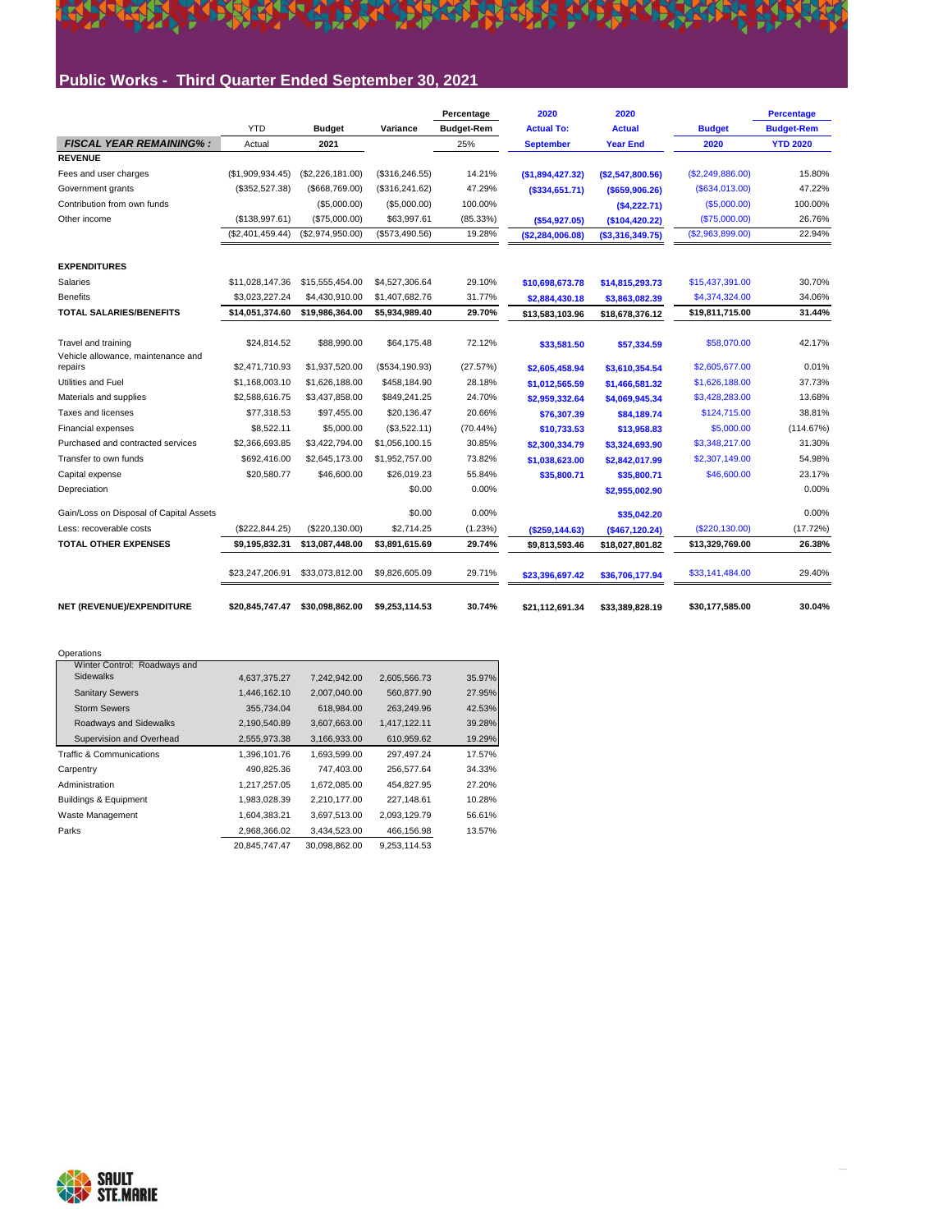## Public Works - Third Quarter Ended September 30, 2021

| | YTD | Budget | Variance | Percentage Budget-Rem | 2020 Actual To: | 2020 Actual | Budget | Percentage Budget-Rem |
|---|---|---|---|---|---|---|---|---|
| ***FISCAL YEAR REMAINING% :*** | Actual | 2021 | | 25% | September | Year End | 2020 | YTD 2020 |
| **REVENUE** | | | | | | | | |
| Fees and user charges | ($1,909,934.45) | ($2,226,181.00) | ($316,246.55) | 14.21% | ($1,894,427.32) | ($2,547,800.56) | ($2,249,886.00) | 15.80% |
| Government grants | ($352,527.38) | ($668,769.00) | ($316,241.62) | 47.29% | ($334,651.71) | ($659,906.26) | ($634,013.00) | 47.22% |
| Contribution from own funds | | ($5,000.00) | ($5,000.00) | 100.00% | | ($4,222.71) | ($5,000.00) | 100.00% |
| Other income | ($138,997.61) | ($75,000.00) | $63,997.61 | (85.33%) | ($54,927.05) | ($104,420.22) | ($75,000.00) | 26.76% |
| | ($2,401,459.44) | ($2,974,950.00) | ($573,490.56) | 19.28% | ($2,284,006.08) | ($3,316,349.75) | ($2,963,899.00) | 22.94% |
| **EXPENDITURES** | | | | | | | | |
| Salaries | $11,028,147.36 | $15,555,454.00 | $4,527,306.64 | 29.10% | $10,698,673.78 | $14,815,293.73 | $15,437,391.00 | 30.70% |
| Benefits | $3,023,227.24 | $4,430,910.00 | $1,407,682.76 | 31.77% | $2,884,430.18 | $3,863,082.39 | $4,374,324.00 | 34.06% |
| **TOTAL SALARIES/BENEFITS** | **$14,051,374.60** | **$19,986,364.00** | **$5,934,989.40** | **29.70%** | **$13,583,103.96** | **$18,678,376.12** | **$19,811,715.00** | **31.44%** |
| Travel and training | $24,814.52 | $88,990.00 | $64,175.48 | 72.12% | $33,581.50 | $57,334.59 | $58,070.00 | 42.17% |
| Vehicle allowance, maintenance and repairs | $2,471,710.93 | $1,937,520.00 | ($534,190.93) | (27.57%) | $2,605,458.94 | $3,610,354.54 | $2,605,677.00 | 0.01% |
| Utilities and Fuel | $1,168,003.10 | $1,626,188.00 | $458,184.90 | 28.18% | $1,012,565.59 | $1,466,581.32 | $1,626,188.00 | 37.73% |
| Materials and supplies | $2,588,616.75 | $3,437,858.00 | $849,241.25 | 24.70% | $2,959,332.64 | $4,069,945.34 | $3,428,283.00 | 13.68% |
| Taxes and licenses | $77,318.53 | $97,455.00 | $20,136.47 | 20.66% | $76,307.39 | $84,189.74 | $124,715.00 | 38.81% |
| Financial expenses | $8,522.11 | $5,000.00 | ($3,522.11) | (70.44%) | $10,733.53 | $13,958.83 | $5,000.00 | (114.67%) |
| Purchased and contracted services | $2,366,693.85 | $3,422,794.00 | $1,056,100.15 | 30.85% | $2,300,334.79 | $3,324,693.90 | $3,348,217.00 | 31.30% |
| Transfer to own funds | $692,416.00 | $2,645,173.00 | $1,952,757.00 | 73.82% | $1,038,623.00 | $2,842,017.99 | $2,307,149.00 | 54.98% |
| Capital expense | $20,580.77 | $46,600.00 | $26,019.23 | 55.84% | $35,800.71 | $35,800.71 | $46,600.00 | 23.17% |
| Depreciation | | | $0.00 | 0.00% | | $2,955,002.90 | | 0.00% |
| Gain/Loss on Disposal of Capital Assets | | | $0.00 | 0.00% | | $35,042.20 | | 0.00% |
| Less: recoverable costs | ($222,844.25) | ($220,130.00) | $2,714.25 | (1.23%) | ($259,144.63) | ($467,120.24) | ($220,130.00) | (17.72%) |
| **TOTAL OTHER EXPENSES** | **$9,195,832.31** | **$13,087,448.00** | **$3,891,615.69** | **29.74%** | **$9,813,593.46** | **$18,027,801.82** | **$13,329,769.00** | **26.38%** |
| | $23,247,206.91 | $33,073,812.00 | $9,826,605.09 | 29.71% | $23,396,697.42 | $36,706,177.94 | $33,141,484.00 | 29.40% |
| **NET (REVENUE)/EXPENDITURE** | **$20,845,747.47** | **$30,098,862.00** | **$9,253,114.53** | **30.74%** | **$21,112,691.34** | **$33,389,828.19** | **$30,177,585.00** | **30.04%** |

| Operations | | | | |
|---|---|---|---|---|
| Winter Control: Roadways and Sidewalks | 4,637,375.27 | 7,242,942.00 | 2,605,566.73 | 35.97% |
| Sanitary Sewers | 1,446,162.10 | 2,007,040.00 | 560,877.90 | 27.95% |
| Storm Sewers | 355,734.04 | 618,984.00 | 263,249.96 | 42.53% |
| Roadways and Sidewalks | 2,190,540.89 | 3,607,663.00 | 1,417,122.11 | 39.28% |
| Supervision and Overhead | 2,555,973.38 | 3,166,933.00 | 610,959.62 | 19.29% |
| Traffic & Communications | 1,396,101.76 | 1,693,599.00 | 297,497.24 | 17.57% |
| Carpentry | 490,825.36 | 747,403.00 | 256,577.64 | 34.33% |
| Administration | 1,217,257.05 | 1,672,085.00 | 454,827.95 | 27.20% |
| Buildings & Equipment | 1,983,028.39 | 2,210,177.00 | 227,148.61 | 10.28% |
| Waste Management | 1,604,383.21 | 3,697,513.00 | 2,093,129.79 | 56.61% |
| Parks | 2,968,366.02 | 3,434,523.00 | 466,156.98 | 13.57% |
| | 20,845,747.47 | 30,098,862.00 | 9,253,114.53 | |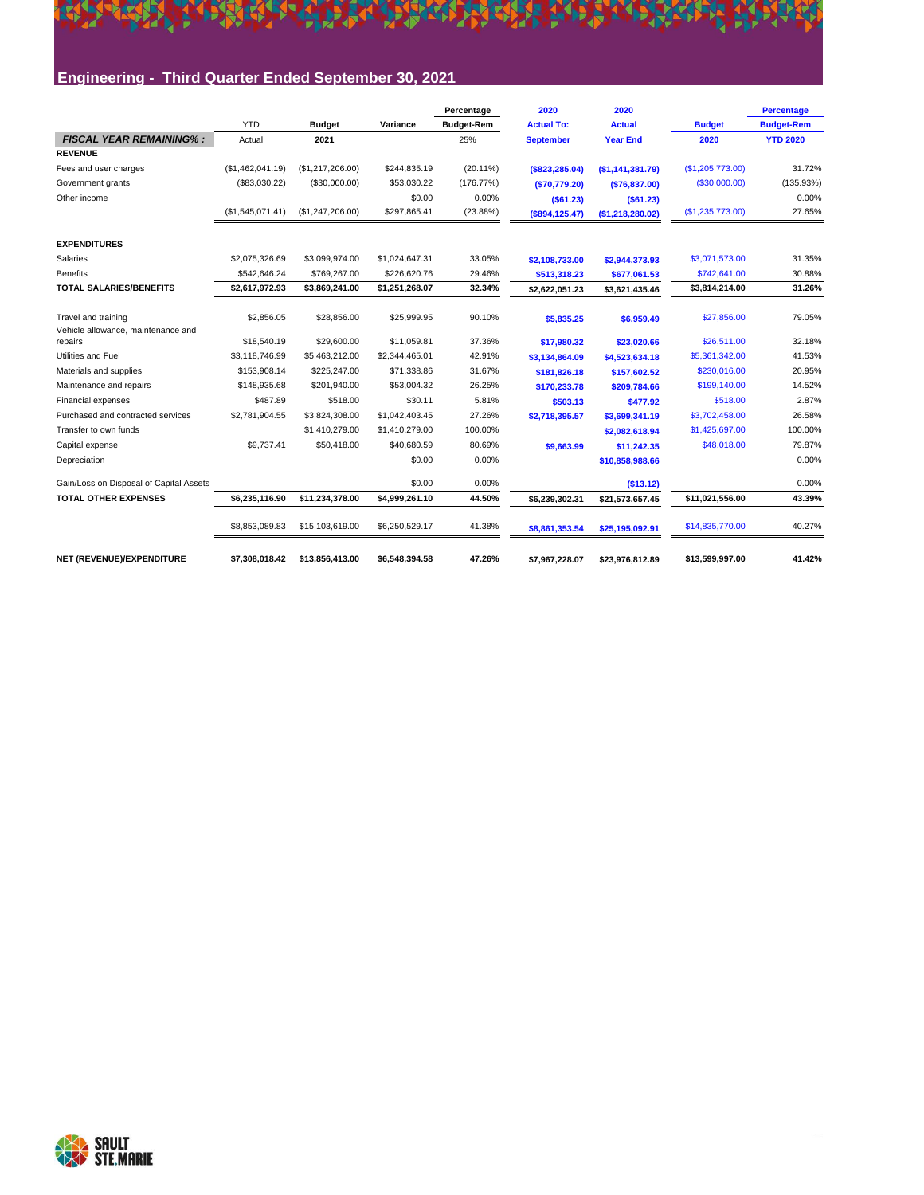## Engineering - Third Quarter Ended September 30, 2021

| | YTD | Budget | Variance | Percentage Budget-Rem | 2020 Actual To: | 2020 Actual | Budget | Percentage Budget-Rem |
|---|---|---|---|---|---|---|---|---|
| ***FISCAL YEAR REMAINING%:*** | Actual | 2021 | | 25% | September | Year End | 2020 | YTD 2020 |
| **REVENUE** | | | | | | | | |
| Fees and user charges | ($1,462,041.19) | ($1,217,206.00) | $244,835.19 | (20.11%) | ($823,285.04) | ($1,141,381.79) | ($1,205,773.00) | 31.72% |
| Government grants | ($83,030.22) | ($30,000.00) | $53,030.22 | (176.77%) | ($70,779.20) | ($76,837.00) | ($30,000.00) | (135.93%) |
| Other income | | | $0.00 | 0.00% | ($61.23) | ($61.23) | | 0.00% |
| | ($1,545,071.41) | ($1,247,206.00) | $297,865.41 | (23.88%) | ($894,125.47) | ($1,218,280.02) | ($1,235,773.00) | 27.65% |
| **EXPENDITURES** | | | | | | | | |
| Salaries | $2,075,326.69 | $3,099,974.00 | $1,024,647.31 | 33.05% | $2,108,733.00 | $2,944,373.93 | $3,071,573.00 | 31.35% |
| Benefits | $542,646.24 | $769,267.00 | $226,620.76 | 29.46% | $513,318.23 | $677,061.53 | $742,641.00 | 30.88% |
| **TOTAL SALARIES/BENEFITS** | **$2,617,972.93** | **$3,869,241.00** | **$1,251,268.07** | **32.34%** | **$2,622,051.23** | **$3,621,435.46** | **$3,814,214.00** | **31.26%** |
| Travel and training | $2,856.05 | $28,856.00 | $25,999.95 | 90.10% | $5,835.25 | $6,959.49 | $27,856.00 | 79.05% |
| Vehicle allowance, maintenance and repairs | $18,540.19 | $29,600.00 | $11,059.81 | 37.36% | $17,980.32 | $23,020.66 | $26,511.00 | 32.18% |
| Utilities and Fuel | $3,118,746.99 | $5,463,212.00 | $2,344,465.01 | 42.91% | $3,134,864.09 | $4,523,634.18 | $5,361,342.00 | 41.53% |
| Materials and supplies | $153,908.14 | $225,247.00 | $71,338.86 | 31.67% | $181,826.18 | $157,602.52 | $230,016.00 | 20.95% |
| Maintenance and repairs | $148,935.68 | $201,940.00 | $53,004.32 | 26.25% | $170,233.78 | $209,784.66 | $199,140.00 | 14.52% |
| Financial expenses | $487.89 | $518.00 | $30.11 | 5.81% | $503.13 | $477.92 | $518.00 | 2.87% |
| Purchased and contracted services | $2,781,904.55 | $3,824,308.00 | $1,042,403.45 | 27.26% | $2,718,395.57 | $3,699,341.19 | $3,702,458.00 | 26.58% |
| Transfer to own funds | | $1,410,279.00 | $1,410,279.00 | 100.00% | | $2,082,618.94 | $1,425,697.00 | 100.00% |
| Capital expense | $9,737.41 | $50,418.00 | $40,680.59 | 80.69% | $9,663.99 | $11,242.35 | $48,018.00 | 79.87% |
| Depreciation | | | $0.00 | 0.00% | | $10,858,988.66 | | 0.00% |
| Gain/Loss on Disposal of Capital Assets | | | $0.00 | 0.00% | | ($13.12) | | 0.00% |
| **TOTAL OTHER EXPENSES** | **$6,235,116.90** | **$11,234,378.00** | **$4,999,261.10** | **44.50%** | **$6,239,302.31** | **$21,573,657.45** | **$11,021,556.00** | **43.39%** |
| | $8,853,089.83 | $15,103,619.00 | $6,250,529.17 | 41.38% | $8,861,353.54 | $25,195,092.91 | $14,835,770.00 | 40.27% |
| **NET (REVENUE)/EXPENDITURE** | **$7,308,018.42** | **$13,856,413.00** | **$6,548,394.58** | **47.26%** | **$7,967,228.07** | **$23,976,812.89** | **$13,599,997.00** | **41.42%** |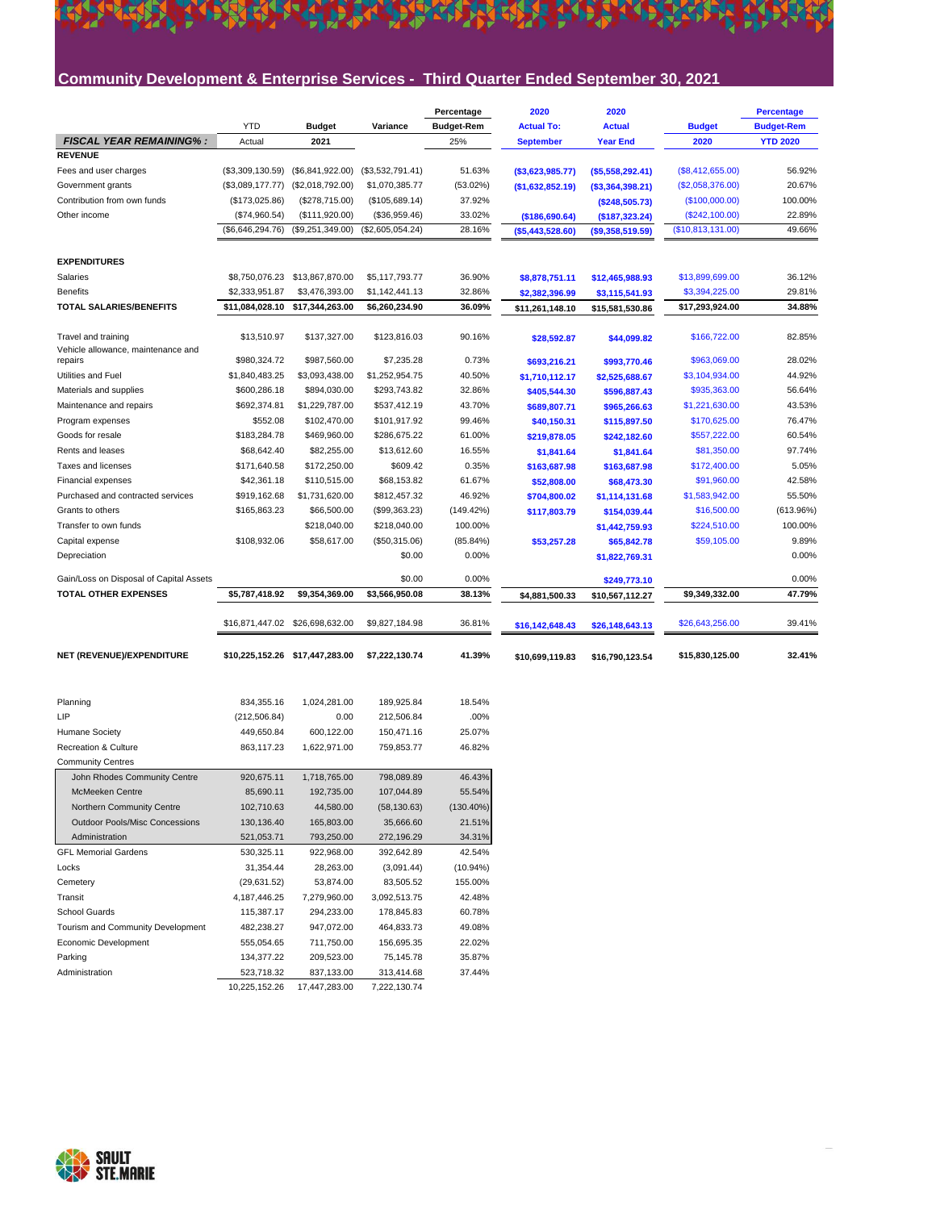## Community Development & Enterprise Services - Third Quarter Ended September 30, 2021

| FISCAL YEAR REMAINING% : | YTD Actual | Budget 2021 | Variance | Percentage Budget-Rem 25% | 2020 Actual To: September | 2020 Actual Year End | Budget 2020 | Percentage Budget-Rem YTD 2020 |
|---|---|---|---|---|---|---|---|---|
| **REVENUE** | | | | | | | | |
| Fees and user charges | ($3,309,130.59) | ($6,841,922.00) | ($3,532,791.41) | 51.63% | ($3,623,985.77) | ($5,558,292.41) | ($8,412,655.00) | 56.92% |
| Government grants | ($3,089,177.77) | ($2,018,792.00) | $1,070,385.77 | (53.02%) | ($1,632,852.19) | ($3,364,398.21) | ($2,058,376.00) | 20.67% |
| Contribution from own funds | ($173,025.86) | ($278,715.00) | ($105,689.14) | 37.92% | | ($248,505.73) | ($100,000.00) | 100.00% |
| Other income | ($74,960.54) | ($111,920.00) | ($36,959.46) | 33.02% | ($186,690.64) | ($187,323.24) | ($242,100.00) | 22.89% |
| | ($6,646,294.76) | ($9,251,349.00) | ($2,605,054.24) | 28.16% | ($5,443,528.60) | ($9,358,519.59) | ($10,813,131.00) | 49.66% |
| **EXPENDITURES** | | | | | | | | |
| Salaries | $8,750,076.23 | $13,867,870.00 | $5,117,793.77 | 36.90% | $8,878,751.11 | $12,465,988.93 | $13,899,699.00 | 36.12% |
| Benefits | $2,333,951.87 | $3,476,393.00 | $1,142,441.13 | 32.86% | $2,382,396.99 | $3,115,541.93 | $3,394,225.00 | 29.81% |
| **TOTAL SALARIES/BENEFITS** | **$11,084,028.10** | **$17,344,263.00** | **$6,260,234.90** | **36.09%** | **$11,261,148.10** | **$15,581,530.86** | **$17,293,924.00** | **34.88%** |
| Travel and training | $13,510.97 | $137,327.00 | $123,816.03 | 90.16% | $28,592.87 | $44,099.82 | $166,722.00 | 82.85% |
| Vehicle allowance, maintenance and repairs | $980,324.72 | $987,560.00 | $7,235.28 | 0.73% | $693,216.21 | $993,770.46 | $963,069.00 | 28.02% |
| Utilities and Fuel | $1,840,483.25 | $3,093,438.00 | $1,252,954.75 | 40.50% | $1,710,112.17 | $2,525,688.67 | $3,104,934.00 | 44.92% |
| Materials and supplies | $600,286.18 | $894,030.00 | $293,743.82 | 32.86% | $405,544.30 | $596,887.43 | $935,363.00 | 56.64% |
| Maintenance and repairs | $692,374.81 | $1,229,787.00 | $537,412.19 | 43.70% | $689,807.71 | $965,266.63 | $1,221,630.00 | 43.53% |
| Program expenses | $552.08 | $102,470.00 | $101,917.92 | 99.46% | $40,150.31 | $115,897.50 | $170,625.00 | 76.47% |
| Goods for resale | $183,284.78 | $469,960.00 | $286,675.22 | 61.00% | $219,878.05 | $242,182.60 | $557,222.00 | 60.54% |
| Rents and leases | $68,642.40 | $82,255.00 | $13,612.60 | 16.55% | $1,841.64 | $1,841.64 | $81,350.00 | 97.74% |
| Taxes and licenses | $171,640.58 | $172,250.00 | $609.42 | 0.35% | $163,687.98 | $163,687.98 | $172,400.00 | 5.05% |
| Financial expenses | $42,361.18 | $110,515.00 | $68,153.82 | 61.67% | $52,808.00 | $68,473.30 | $91,960.00 | 42.58% |
| Purchased and contracted services | $919,162.68 | $1,731,620.00 | $812,457.32 | 46.92% | $704,800.02 | $1,114,131.68 | $1,583,942.00 | 55.50% |
| Grants to others | $165,863.23 | $66,500.00 | ($99,363.23) | (149.42%) | $117,803.79 | $154,039.44 | $16,500.00 | (613.96%) |
| Transfer to own funds | | $218,040.00 | $218,040.00 | 100.00% | | $1,442,759.93 | $224,510.00 | 100.00% |
| Capital expense | $108,932.06 | $58,617.00 | ($50,315.06) | (85.84%) | $53,257.28 | $65,842.78 | $59,105.00 | 9.89% |
| Depreciation | | | $0.00 | 0.00% | | $1,822,769.31 | | 0.00% |
| Gain/Loss on Disposal of Capital Assets | | | $0.00 | 0.00% | | $249,773.10 | | 0.00% |
| **TOTAL OTHER EXPENSES** | **$5,787,418.92** | **$9,354,369.00** | **$3,566,950.08** | **38.13%** | **$4,881,500.33** | **$10,567,112.27** | **$9,349,332.00** | **47.79%** |
| | $16,871,447.02 | $26,698,632.00 | $9,827,184.98 | 36.81% | $16,142,648.43 | $26,148,643.13 | $26,643,256.00 | 39.41% |
| **NET (REVENUE)/EXPENDITURE** | **$10,225,152.26** | **$17,447,283.00** | **$7,222,130.74** | **41.39%** | **$10,699,119.83** | **$16,790,123.54** | **$15,830,125.00** | **32.41%** |

| | YTD Actual | Budget 2021 | Variance | Percentage |
|---|---|---|---|---|
| Planning | 834,355.16 | 1,024,281.00 | 189,925.84 | 18.54% |
| LIP | (212,506.84) | 0.00 | 212,506.84 | .00% |
| Humane Society | 449,650.84 | 600,122.00 | 150,471.16 | 25.07% |
| Recreation & Culture | 863,117.23 | 1,622,971.00 | 759,853.77 | 46.82% |
| Community Centres | | | | |
| John Rhodes Community Centre | 920,675.11 | 1,718,765.00 | 798,089.89 | 46.43% |
| McMeeken Centre | 85,690.11 | 192,735.00 | 107,044.89 | 55.54% |
| Northern Community Centre | 102,710.63 | 44,580.00 | (58,130.63) | (130.40%) |
| Outdoor Pools/Misc Concessions | 130,136.40 | 165,803.00 | 35,666.60 | 21.51% |
| Administration | 521,053.71 | 793,250.00 | 272,196.29 | 34.31% |
| GFL Memorial Gardens | 530,325.11 | 922,968.00 | 392,642.89 | 42.54% |
| Locks | 31,354.44 | 28,263.00 | (3,091.44) | (10.94%) |
| Cemetery | (29,631.52) | 53,874.00 | 83,505.52 | 155.00% |
| Transit | 4,187,446.25 | 7,279,960.00 | 3,092,513.75 | 42.48% |
| School Guards | 115,387.17 | 294,233.00 | 178,845.83 | 60.78% |
| Tourism and Community Development | 482,238.27 | 947,072.00 | 464,833.73 | 49.08% |
| Economic Development | 555,054.65 | 711,750.00 | 156,695.35 | 22.02% |
| Parking | 134,377.22 | 209,523.00 | 75,145.78 | 35.87% |
| Administration | 523,718.32 | 837,133.00 | 313,414.68 | 37.44% |
| | 10,225,152.26 | 17,447,283.00 | 7,222,130.74 | |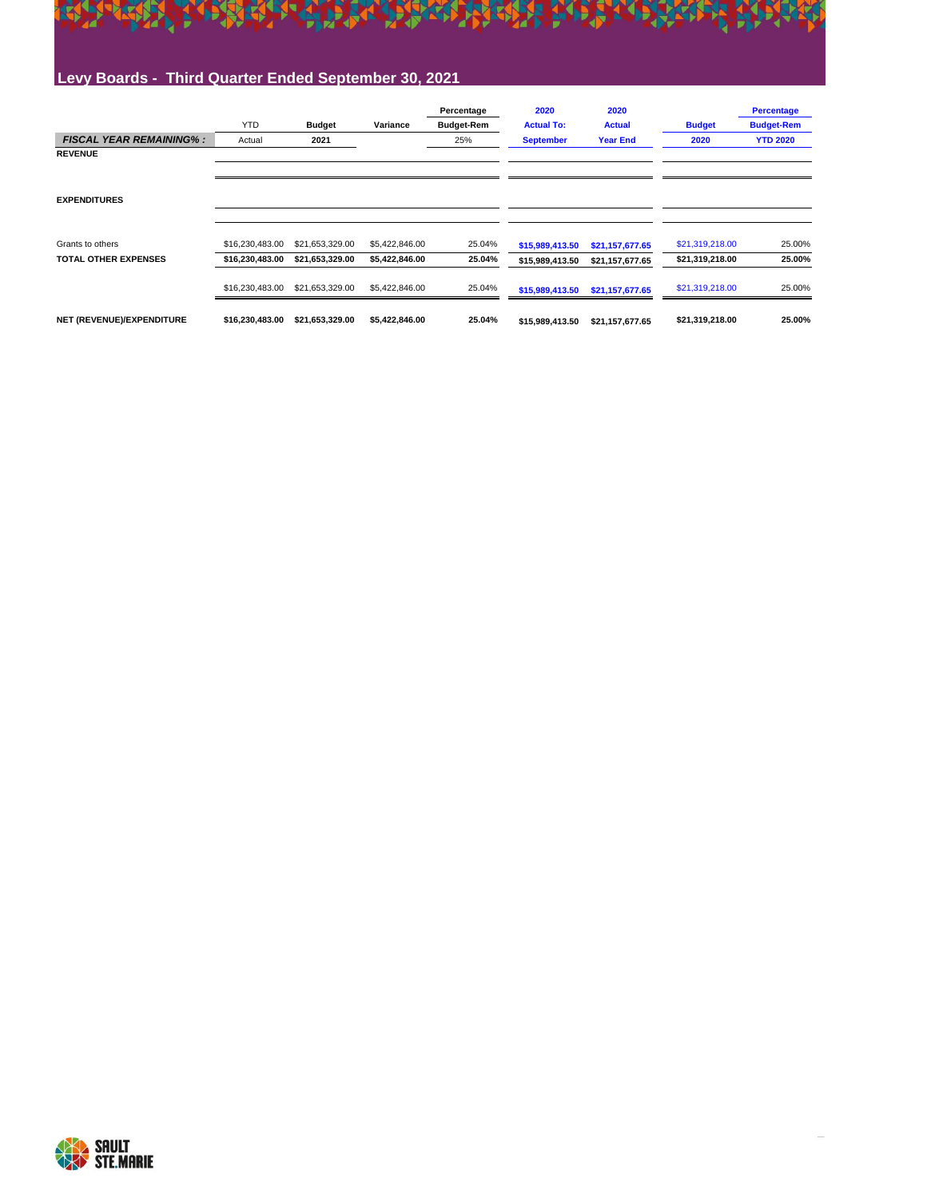## Levy Boards - Third Quarter Ended September 30, 2021

| | YTD | Budget | Variance | Percentage Budget-Rem | 2020 Actual To: September | 2020 Actual Year End | Budget 2020 | Percentage Budget-Rem YTD 2020 |
|---|---|---|---|---|---|---|---|---|
| ***FISCAL YEAR REMAINING% :*** | Actual | **2021** | | 25% | | | | |
| **REVENUE** | | | | | | | | |
| **EXPENDITURES** | | | | | | | | |
| Grants to others | $16,230,483.00 | $21,653,329.00 | $5,422,846.00 | 25.04% | $15,989,413.50 | $21,157,677.65 | $21,319,218.00 | 25.00% |
| **TOTAL OTHER EXPENSES** | **$16,230,483.00** | **$21,653,329.00** | **$5,422,846.00** | **25.04%** | **$15,989,413.50** | **$21,157,677.65** | **$21,319,218.00** | **25.00%** |
| | $16,230,483.00 | $21,653,329.00 | $5,422,846.00 | 25.04% | $15,989,413.50 | $21,157,677.65 | $21,319,218.00 | 25.00% |
| **NET (REVENUE)/EXPENDITURE** | **$16,230,483.00** | **$21,653,329.00** | **$5,422,846.00** | **25.04%** | **$15,989,413.50** | **$21,157,677.65** | **$21,319,218.00** | **25.00%** |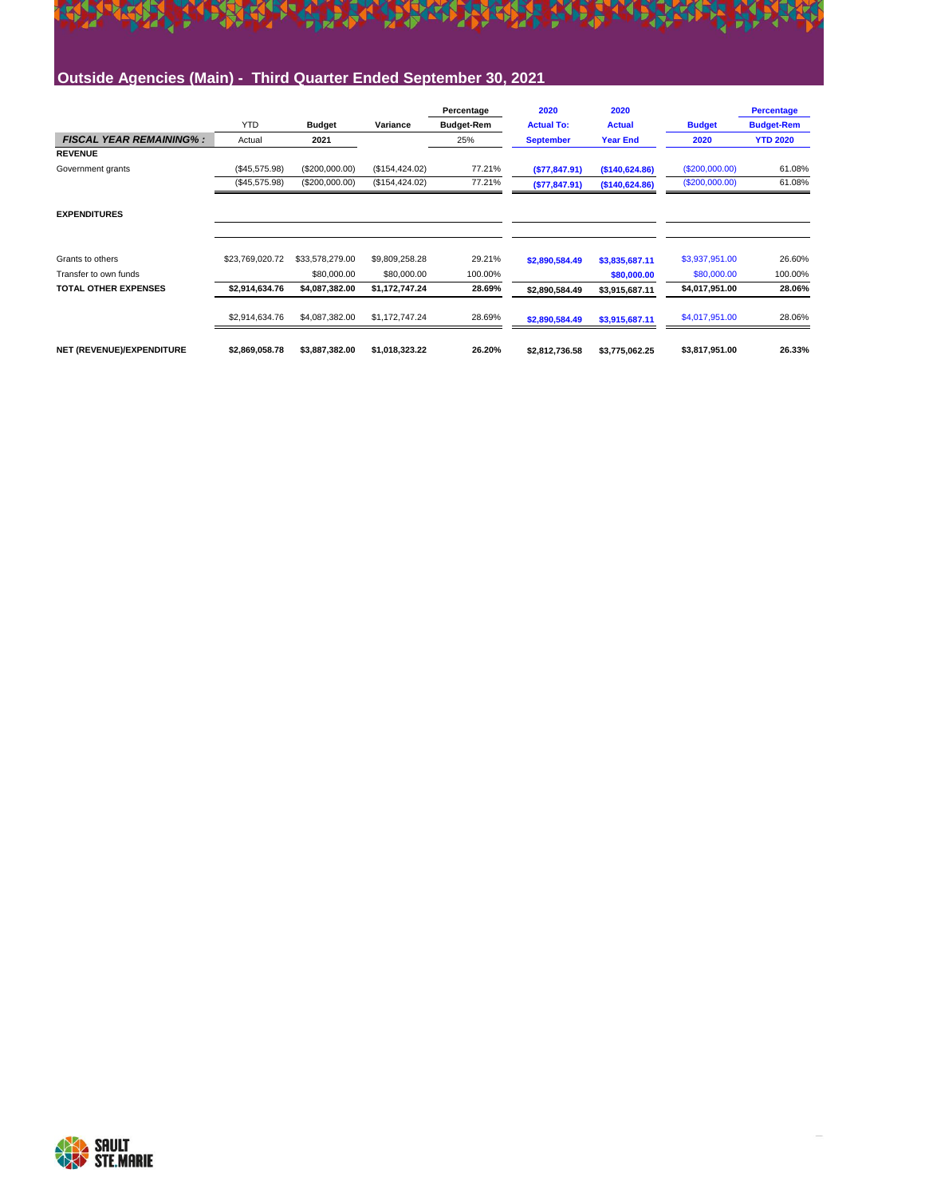## Outside Agencies (Main) - Third Quarter Ended September 30, 2021

| | YTD | Budget | Variance | Percentage Budget-Rem | 2020 Actual To: | 2020 Actual | Budget | Percentage Budget-Rem |
|---|---|---|---|---|---|---|---|---|
| ***FISCAL YEAR REMAINING%:*** | Actual | **2021** | | 25% | **September** | **Year End** | **2020** | **YTD 2020** |
| **REVENUE** | | | | | | | | |
| Government grants | ($45,575.98) | ($200,000.00) | ($154,424.02) | 77.21% | **($77,847.91)** | **($140,624.86)** | ($200,000.00) | 61.08% |
| | ($45,575.98) | ($200,000.00) | ($154,424.02) | 77.21% | **($77,847.91)** | **($140,624.86)** | ($200,000.00) | 61.08% |
| **EXPENDITURES** | | | | | | | | |
| Grants to others | $23,769,020.72 | $33,578,279.00 | $9,809,258.28 | 29.21% | **$2,890,584.49** | **$3,835,687.11** | $3,937,951.00 | 26.60% |
| Transfer to own funds | | $80,000.00 | $80,000.00 | 100.00% | | **$80,000.00** | $80,000.00 | 100.00% |
| **TOTAL OTHER EXPENSES** | **$2,914,634.76** | **$4,087,382.00** | **$1,172,747.24** | **28.69%** | **$2,890,584.49** | **$3,915,687.11** | **$4,017,951.00** | **28.06%** |
| | $2,914,634.76 | $4,087,382.00 | $1,172,747.24 | 28.69% | **$2,890,584.49** | **$3,915,687.11** | $4,017,951.00 | 28.06% |
| **NET (REVENUE)/EXPENDITURE** | **$2,869,058.78** | **$3,887,382.00** | **$1,018,323.22** | **26.20%** | **$2,812,736.58** | **$3,775,062.25** | **$3,817,951.00** | **26.33%** |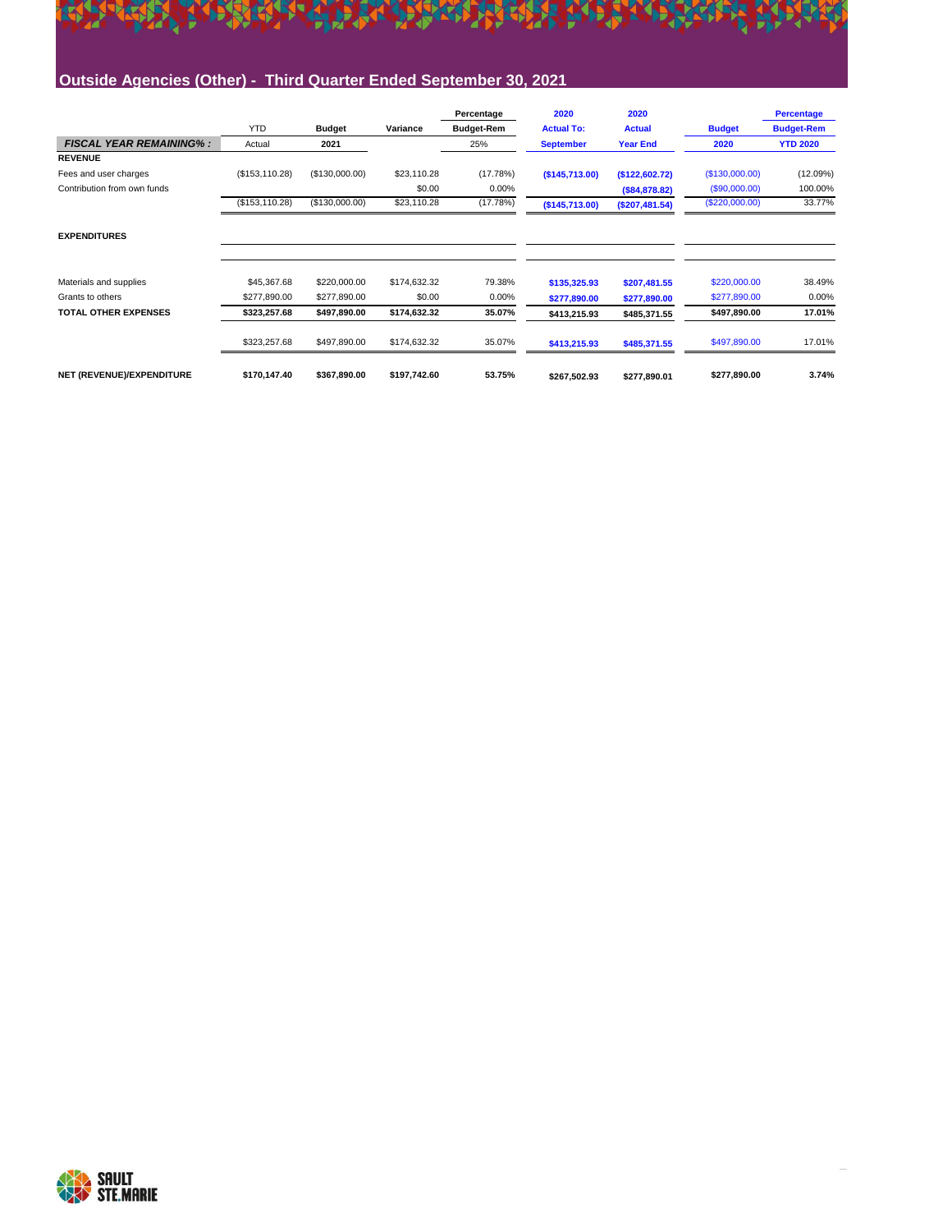## Outside Agencies (Other) - Third Quarter Ended September 30, 2021

| | YTD | Budget | Variance | Percentage Budget-Rem | 2020 Actual To: | 2020 Actual | Budget | Percentage Budget-Rem |
|---|---|---|---|---|---|---|---|---|
| ***FISCAL YEAR REMAINING%:*** | Actual | 2021 | | 25% | September | Year End | 2020 | YTD 2020 |
| **REVENUE** | | | | | | | | |
| Fees and user charges | ($153,110.28) | ($130,000.00) | $23,110.28 | (17.78%) | ($145,713.00) | ($122,602.72) | ($130,000.00) | (12.09%) |
| Contribution from own funds | | | $0.00 | 0.00% | | ($84,878.82) | ($90,000.00) | 100.00% |
| | ($153,110.28) | ($130,000.00) | $23,110.28 | (17.78%) | ($145,713.00) | ($207,481.54) | ($220,000.00) | 33.77% |
| **EXPENDITURES** | | | | | | | | |
| Materials and supplies | $45,367.68 | $220,000.00 | $174,632.32 | 79.38% | $135,325.93 | $207,481.55 | $220,000.00 | 38.49% |
| Grants to others | $277,890.00 | $277,890.00 | $0.00 | 0.00% | $277,890.00 | $277,890.00 | $277,890.00 | 0.00% |
| **TOTAL OTHER EXPENSES** | **$323,257.68** | **$497,890.00** | **$174,632.32** | **35.07%** | $413,215.93 | $485,371.55 | **$497,890.00** | **17.01%** |
| | $323,257.68 | $497,890.00 | $174,632.32 | 35.07% | $413,215.93 | $485,371.55 | $497,890.00 | 17.01% |
| **NET (REVENUE)/EXPENDITURE** | **$170,147.40** | **$367,890.00** | **$197,742.60** | **53.75%** | **$267,502.93** | **$277,890.01** | **$277,890.00** | **3.74%** |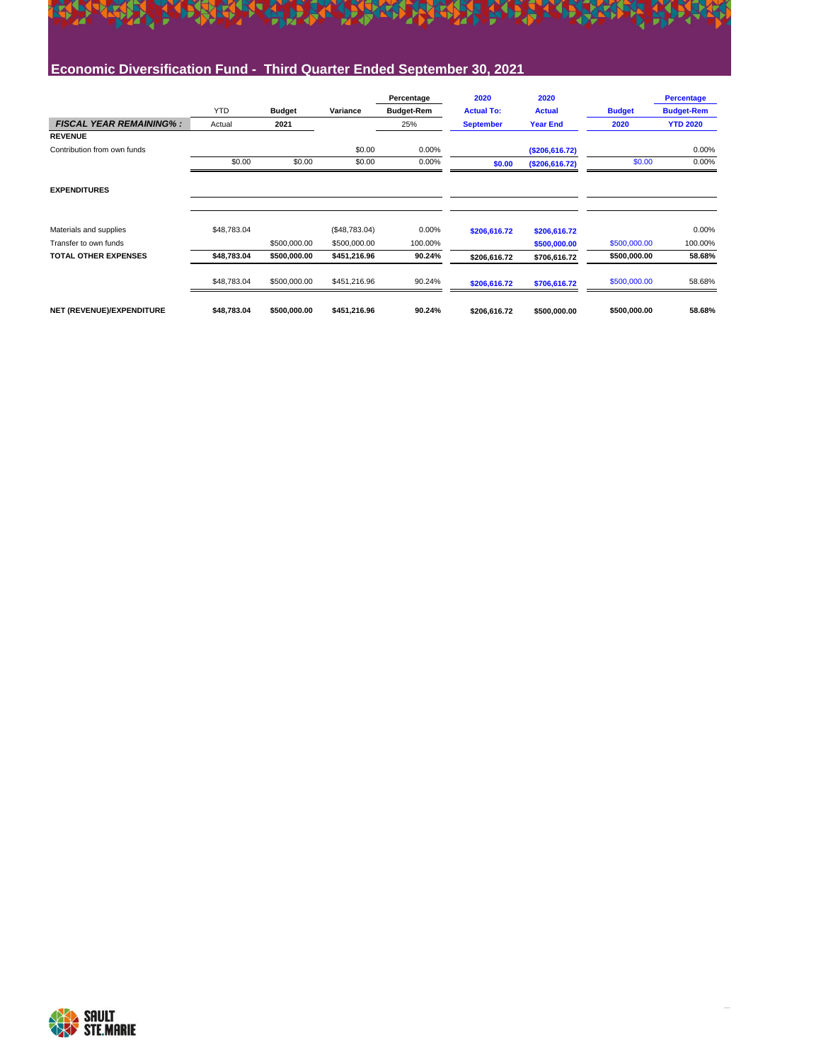## Economic Diversification Fund - Third Quarter Ended September 30, 2021

| | YTD | Budget | Variance | Percentage Budget-Rem | 2020 Actual To: | 2020 Actual | Budget | Percentage Budget-Rem |
|---|---|---|---|---|---|---|---|---|
| ***FISCAL YEAR REMAINING% :*** | Actual | **2021** | | 25% | **September** | **Year End** | **2020** | **YTD 2020** |
| **REVENUE** | | | | | | | | |
| Contribution from own funds | | | $0.00 | 0.00% | | **($206,616.72)** | | 0.00% |
| | $0.00 | $0.00 | $0.00 | 0.00% | **$0.00** | **($206,616.72)** | $0.00 | 0.00% |
| **EXPENDITURES** | | | | | | | | |
| Materials and supplies | $48,783.04 | | ($48,783.04) | 0.00% | **$206,616.72** | **$206,616.72** | | 0.00% |
| Transfer to own funds | | $500,000.00 | $500,000.00 | 100.00% | | **$500,000.00** | $500,000.00 | 100.00% |
| **TOTAL OTHER EXPENSES** | **$48,783.04** | **$500,000.00** | **$451,216.96** | **90.24%** | **$206,616.72** | **$706,616.72** | **$500,000.00** | **58.68%** |
| | $48,783.04 | $500,000.00 | $451,216.96 | 90.24% | **$206,616.72** | **$706,616.72** | $500,000.00 | 58.68% |
| **NET (REVENUE)/EXPENDITURE** | **$48,783.04** | **$500,000.00** | **$451,216.96** | **90.24%** | **$206,616.72** | **$500,000.00** | **$500,000.00** | **58.68%** |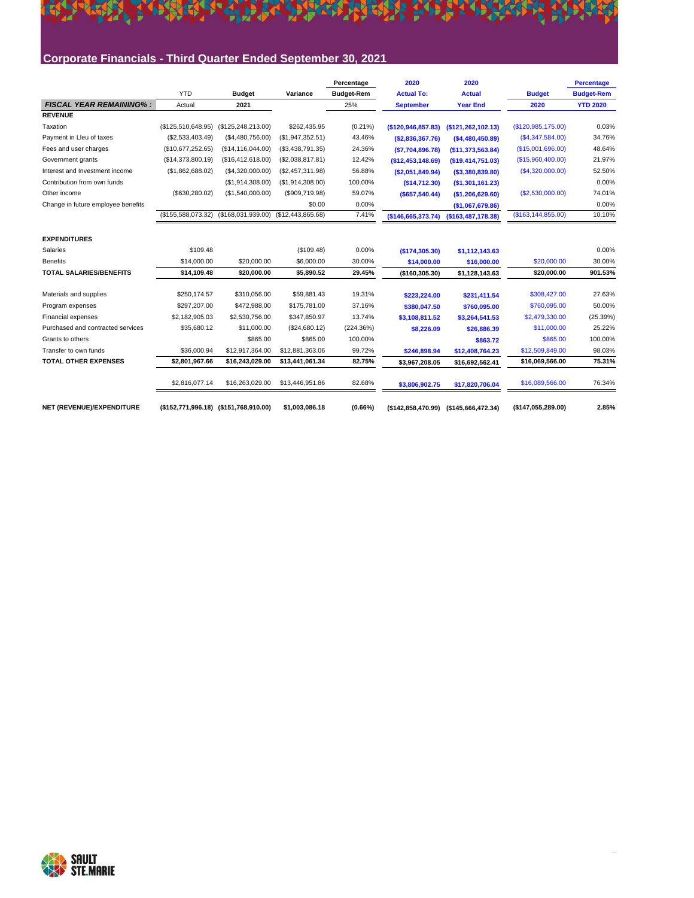## Corporate Financials - Third Quarter Ended September 30, 2021

| | YTD | Budget | Variance | Percentage Budget-Rem | 2020 Actual To: September | 2020 Actual Year End | Budget 2020 | Percentage Budget-Rem YTD 2020 |
|---|---|---|---|---|---|---|---|---|
| ***FISCAL YEAR REMAINING% :*** | Actual | 2021 | | 25% | | | | |
| **REVENUE** | | | | | | | | |
| Taxation | ($125,510,648.95) | ($125,248,213.00) | $262,435.95 | (0.21%) | ($120,946,857.83) | ($121,262,102.13) | ($120,985,175.00) | 0.03% |
| Payment in Lleu of taxes | ($2,533,403.49) | ($4,480,756.00) | ($1,947,352.51) | 43.46% | ($2,836,367.76) | ($4,480,450.89) | ($4,347,584.00) | 34.76% |
| Fees and user charges | ($10,677,252.65) | ($14,116,044.00) | ($3,438,791.35) | 24.36% | ($7,704,896.78) | ($11,373,563.84) | ($15,001,696.00) | 48.64% |
| Government grants | ($14,373,800.19) | ($16,412,618.00) | ($2,038,817.81) | 12.42% | ($12,453,148.69) | ($19,414,751.03) | ($15,960,400.00) | 21.97% |
| Interest and Investment income | ($1,862,688.02) | ($4,320,000.00) | ($2,457,311.98) | 56.88% | ($2,051,849.94) | ($3,380,839.80) | ($4,320,000.00) | 52.50% |
| Contribution from own funds | | ($1,914,308.00) | ($1,914,308.00) | 100.00% | ($14,712.30) | ($1,301,161.23) | | 0.00% |
| Other income | ($630,280.02) | ($1,540,000.00) | ($909,719.98) | 59.07% | ($657,540.44) | ($1,206,629.60) | ($2,530,000.00) | 74.01% |
| Change in future employee benefits | | | $0.00 | 0.00% | | ($1,067,679.86) | | 0.00% |
| | ($155,588,073.32) | ($168,031,939.00) | ($12,443,865.68) | 7.41% | ($146,665,373.74) | ($163,487,178.38) | ($163,144,855.00) | 10.10% |
| **EXPENDITURES** | | | | | | | | |
| Salaries | $109.48 | | ($109.48) | 0.00% | ($174,305.30) | $1,112,143.63 | | 0.00% |
| Benefits | $14,000.00 | $20,000.00 | $6,000.00 | 30.00% | $14,000.00 | $16,000.00 | $20,000.00 | 30.00% |
| **TOTAL SALARIES/BENEFITS** | **$14,109.48** | **$20,000.00** | **$5,890.52** | **29.45%** | **($160,305.30)** | **$1,128,143.63** | **$20,000.00** | **901.53%** |
| Materials and supplies | $250,174.57 | $310,056.00 | $59,881.43 | 19.31% | $223,224.00 | $231,411.54 | $308,427.00 | 27.63% |
| Program expenses | $297,207.00 | $472,988.00 | $175,781.00 | 37.16% | $380,047.50 | $760,095.00 | $760,095.00 | 50.00% |
| Financial expenses | $2,182,905.03 | $2,530,756.00 | $347,850.97 | 13.74% | $3,108,811.52 | $3,264,541.53 | $2,479,330.00 | (25.39%) |
| Purchased and contracted services | $35,680.12 | $11,000.00 | ($24,680.12) | (224.36%) | $8,226.09 | $26,886.39 | $11,000.00 | 25.22% |
| Grants to others | | $865.00 | $865.00 | 100.00% | | $863.72 | $865.00 | 100.00% |
| Transfer to own funds | $36,000.94 | $12,917,364.00 | $12,881,363.06 | 99.72% | $246,898.94 | $12,408,764.23 | $12,509,849.00 | 98.03% |
| **TOTAL OTHER EXPENSES** | **$2,801,967.66** | **$16,243,029.00** | **$13,441,061.34** | **82.75%** | **$3,967,208.05** | **$16,692,562.41** | **$16,069,566.00** | **75.31%** |
| | $2,816,077.14 | $16,263,029.00 | $13,446,951.86 | 82.68% | $3,806,902.75 | $17,820,706.04 | $16,089,566.00 | 76.34% |
| **NET (REVENUE)/EXPENDITURE** | **($152,771,996.18)** | **($151,768,910.00)** | **$1,003,086.18** | **(0.66%)** | **($142,858,470.99)** | **($145,666,472.34)** | **($147,055,289.00)** | **2.85%** |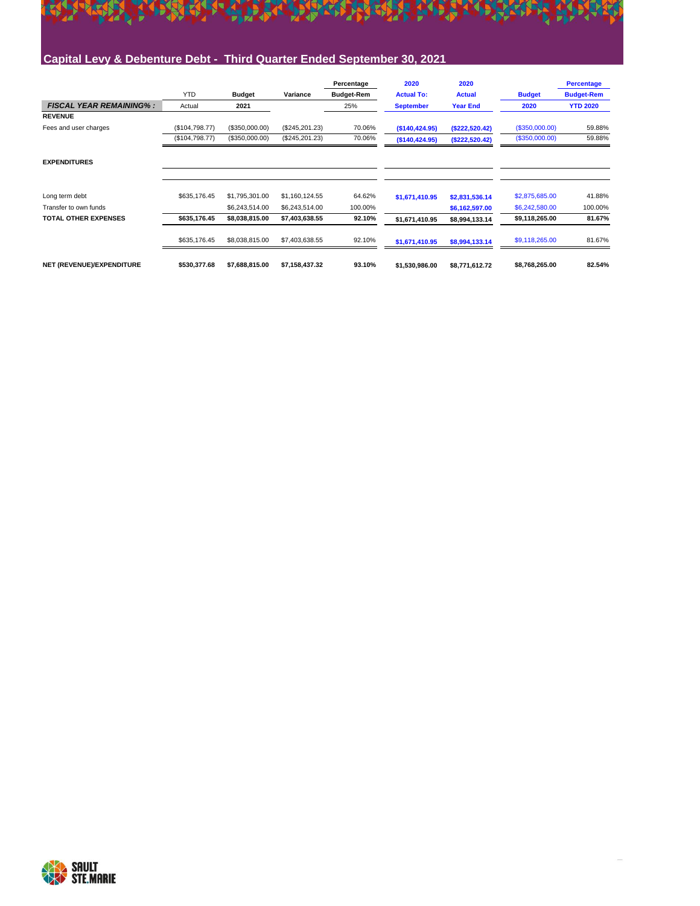## Capital Levy & Debenture Debt - Third Quarter Ended September 30, 2021

| | YTD | Budget | Variance | Percentage Budget-Rem | 2020 Actual To: | 2020 Actual | Budget | Percentage Budget-Rem |
|---|---|---|---|---|---|---|---|---|
| ***FISCAL YEAR REMAINING% :*** | Actual | **2021** | | 25% | **September** | **Year End** | **2020** | **YTD 2020** |
| **REVENUE** | | | | | | | | |
| Fees and user charges | ($104,798.77) | ($350,000.00) | ($245,201.23) | 70.06% | **($140,424.95)** | **($222,520.42)** | ($350,000.00) | 59.88% |
| | ($104,798.77) | ($350,000.00) | ($245,201.23) | 70.06% | **($140,424.95)** | **($222,520.42)** | ($350,000.00) | 59.88% |
| **EXPENDITURES** | | | | | | | | |
| Long term debt | $635,176.45 | $1,795,301.00 | $1,160,124.55 | 64.62% | **$1,671,410.95** | **$2,831,536.14** | $2,875,685.00 | 41.88% |
| Transfer to own funds | | $6,243,514.00 | $6,243,514.00 | 100.00% | | **$6,162,597.00** | $6,242,580.00 | 100.00% |
| **TOTAL OTHER EXPENSES** | **$635,176.45** | **$8,038,815.00** | **$7,403,638.55** | **92.10%** | **$1,671,410.95** | **$8,994,133.14** | **$9,118,265.00** | **81.67%** |
| | $635,176.45 | $8,038,815.00 | $7,403,638.55 | 92.10% | **$1,671,410.95** | **$8,994,133.14** | $9,118,265.00 | 81.67% |
| **NET (REVENUE)/EXPENDITURE** | **$530,377.68** | **$7,688,815.00** | **$7,158,437.32** | **93.10%** | **$1,530,986.00** | **$8,771,612.72** | **$8,768,265.00** | **82.54%** |